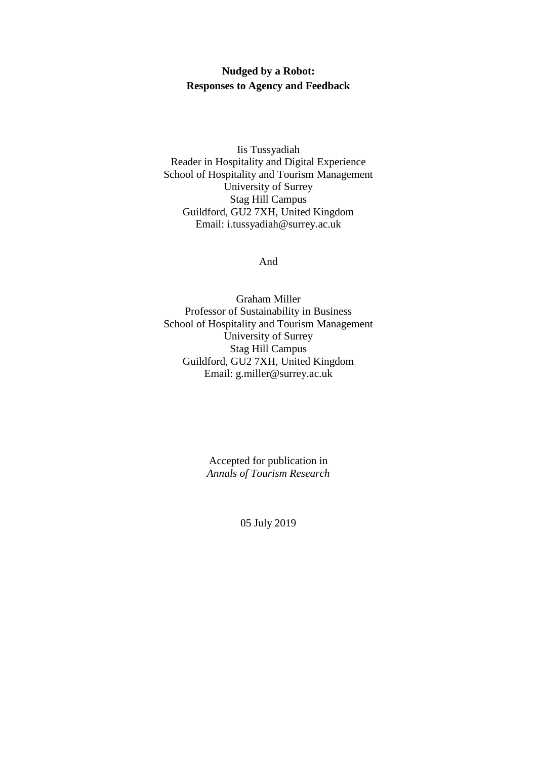# Nudged by a Robot: Responses to Agency and Feedback

Iis Tussyadiah
Reader in Hospitality and Digital Experience
School of Hospitality and Tourism Management
University of Surrey
Stag Hill Campus
Guildford, GU2 7XH, United Kingdom
Email: i.tussyadiah@surrey.ac.uk

And

Graham Miller
Professor of Sustainability in Business
School of Hospitality and Tourism Management
University of Surrey
Stag Hill Campus
Guildford, GU2 7XH, United Kingdom
Email: g.miller@surrey.ac.uk

Accepted for publication in
*Annals of Tourism Research*

05 July 2019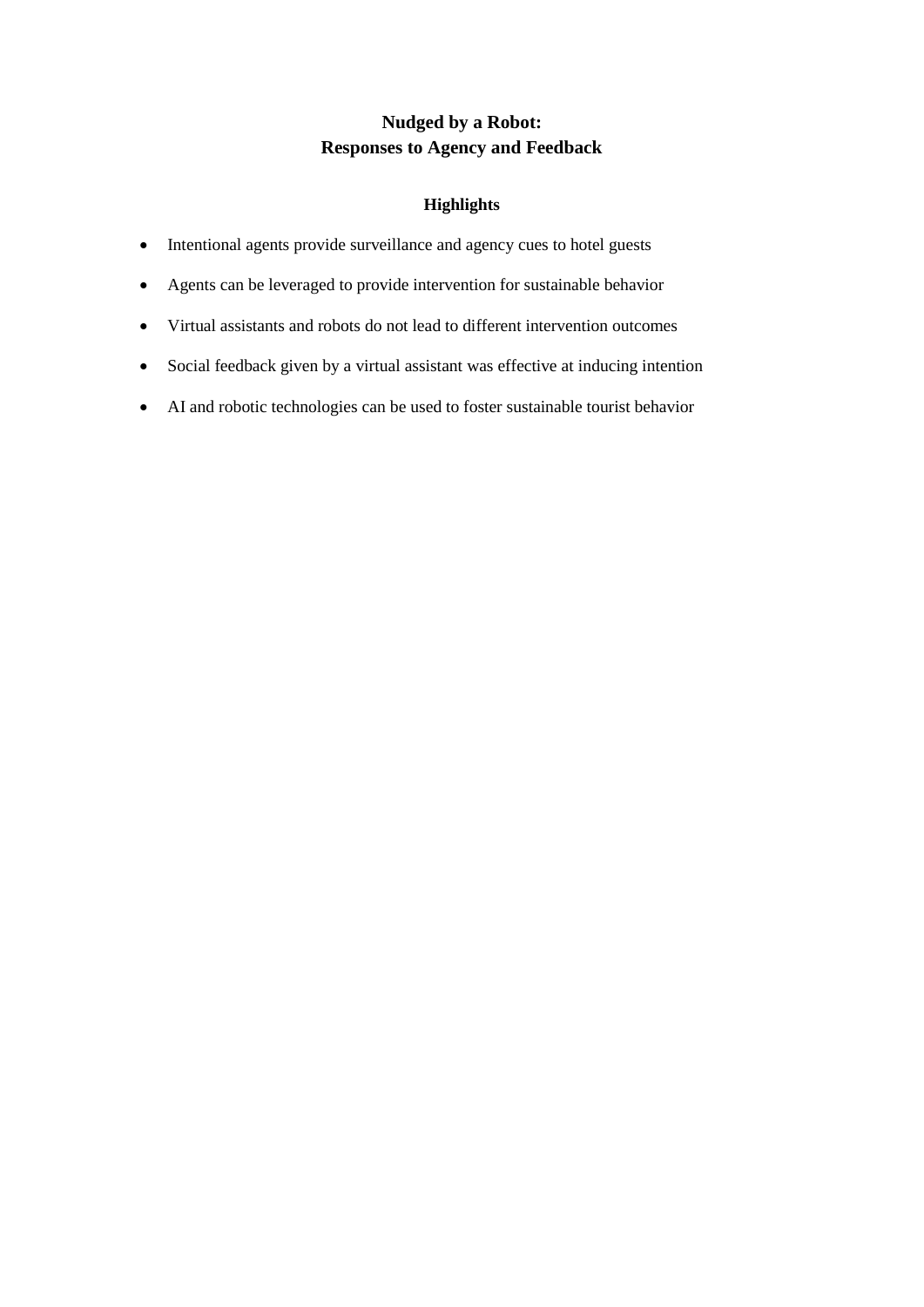# Nudged by a Robot: Responses to Agency and Feedback

## Highlights

- Intentional agents provide surveillance and agency cues to hotel guests
- Agents can be leveraged to provide intervention for sustainable behavior
- Virtual assistants and robots do not lead to different intervention outcomes
- Social feedback given by a virtual assistant was effective at inducing intention
- AI and robotic technologies can be used to foster sustainable tourist behavior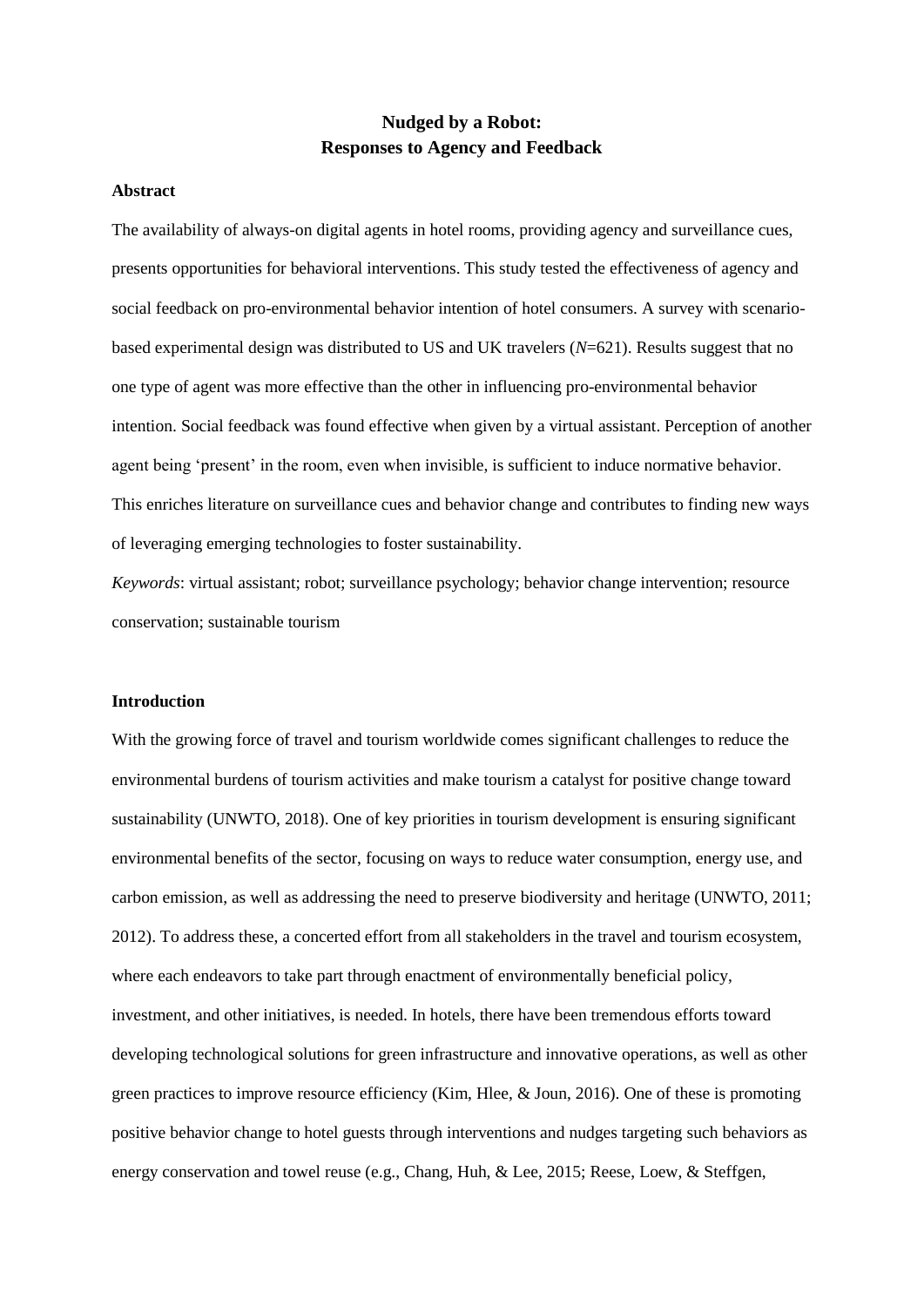# Nudged by a Robot: Responses to Agency and Feedback

**Abstract**

The availability of always-on digital agents in hotel rooms, providing agency and surveillance cues, presents opportunities for behavioral interventions. This study tested the effectiveness of agency and social feedback on pro-environmental behavior intention of hotel consumers. A survey with scenario-based experimental design was distributed to US and UK travelers (*N*=621). Results suggest that no one type of agent was more effective than the other in influencing pro-environmental behavior intention. Social feedback was found effective when given by a virtual assistant. Perception of another agent being 'present' in the room, even when invisible, is sufficient to induce normative behavior. This enriches literature on surveillance cues and behavior change and contributes to finding new ways of leveraging emerging technologies to foster sustainability.

*Keywords*: virtual assistant; robot; surveillance psychology; behavior change intervention; resource conservation; sustainable tourism

## Introduction

With the growing force of travel and tourism worldwide comes significant challenges to reduce the environmental burdens of tourism activities and make tourism a catalyst for positive change toward sustainability (UNWTO, 2018). One of key priorities in tourism development is ensuring significant environmental benefits of the sector, focusing on ways to reduce water consumption, energy use, and carbon emission, as well as addressing the need to preserve biodiversity and heritage (UNWTO, 2011; 2012). To address these, a concerted effort from all stakeholders in the travel and tourism ecosystem, where each endeavors to take part through enactment of environmentally beneficial policy, investment, and other initiatives, is needed. In hotels, there have been tremendous efforts toward developing technological solutions for green infrastructure and innovative operations, as well as other green practices to improve resource efficiency (Kim, Hlee, & Joun, 2016). One of these is promoting positive behavior change to hotel guests through interventions and nudges targeting such behaviors as energy conservation and towel reuse (e.g., Chang, Huh, & Lee, 2015; Reese, Loew, & Steffgen,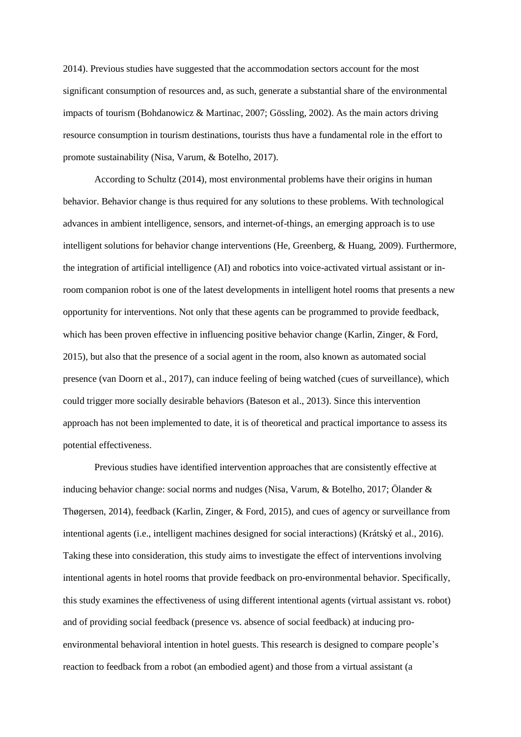2014). Previous studies have suggested that the accommodation sectors account for the most significant consumption of resources and, as such, generate a substantial share of the environmental impacts of tourism (Bohdanowicz & Martinac, 2007; Gössling, 2002). As the main actors driving resource consumption in tourism destinations, tourists thus have a fundamental role in the effort to promote sustainability (Nisa, Varum, & Botelho, 2017).

According to Schultz (2014), most environmental problems have their origins in human behavior. Behavior change is thus required for any solutions to these problems. With technological advances in ambient intelligence, sensors, and internet-of-things, an emerging approach is to use intelligent solutions for behavior change interventions (He, Greenberg, & Huang, 2009). Furthermore, the integration of artificial intelligence (AI) and robotics into voice-activated virtual assistant or in-room companion robot is one of the latest developments in intelligent hotel rooms that presents a new opportunity for interventions. Not only that these agents can be programmed to provide feedback, which has been proven effective in influencing positive behavior change (Karlin, Zinger, & Ford, 2015), but also that the presence of a social agent in the room, also known as automated social presence (van Doorn et al., 2017), can induce feeling of being watched (cues of surveillance), which could trigger more socially desirable behaviors (Bateson et al., 2013). Since this intervention approach has not been implemented to date, it is of theoretical and practical importance to assess its potential effectiveness.

Previous studies have identified intervention approaches that are consistently effective at inducing behavior change: social norms and nudges (Nisa, Varum, & Botelho, 2017; Ölander & Thøgersen, 2014), feedback (Karlin, Zinger, & Ford, 2015), and cues of agency or surveillance from intentional agents (i.e., intelligent machines designed for social interactions) (Krátský et al., 2016). Taking these into consideration, this study aims to investigate the effect of interventions involving intentional agents in hotel rooms that provide feedback on pro-environmental behavior. Specifically, this study examines the effectiveness of using different intentional agents (virtual assistant vs. robot) and of providing social feedback (presence vs. absence of social feedback) at inducing pro-environmental behavioral intention in hotel guests. This research is designed to compare people's reaction to feedback from a robot (an embodied agent) and those from a virtual assistant (a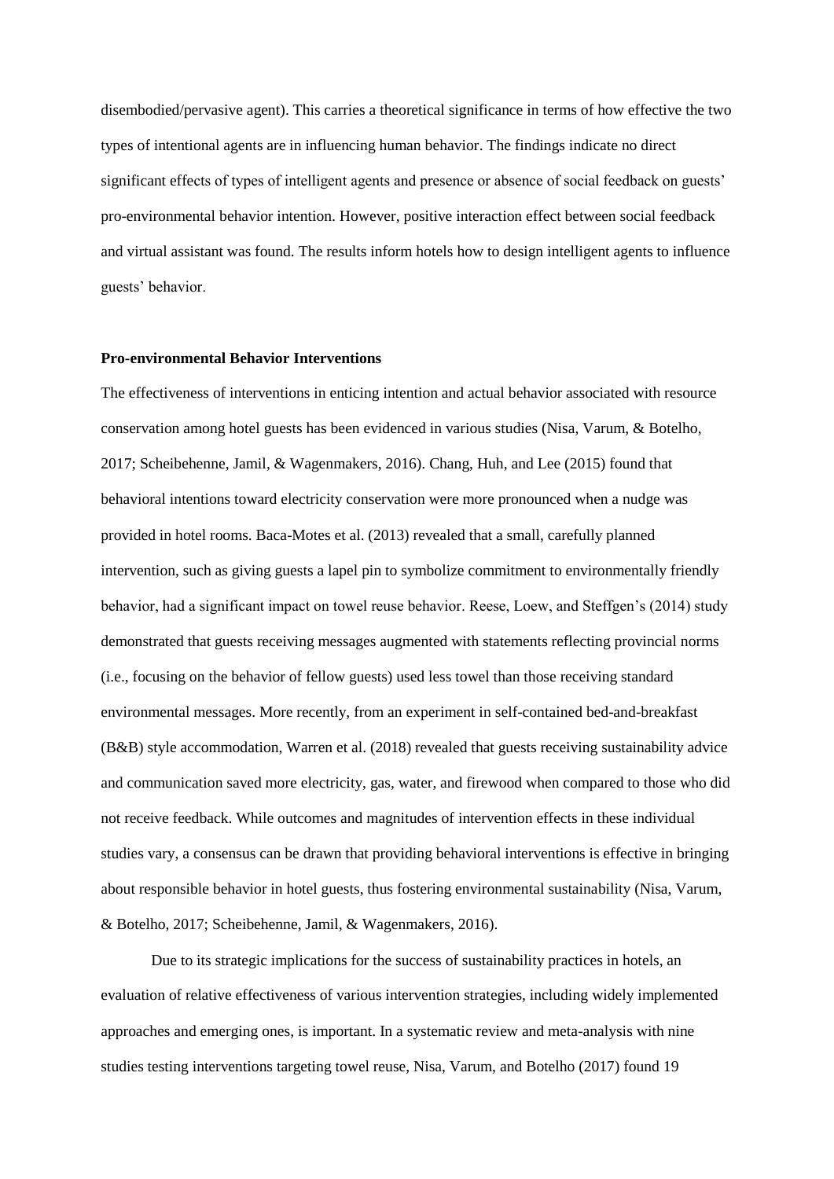disembodied/pervasive agent). This carries a theoretical significance in terms of how effective the two types of intentional agents are in influencing human behavior. The findings indicate no direct significant effects of types of intelligent agents and presence or absence of social feedback on guests' pro-environmental behavior intention. However, positive interaction effect between social feedback and virtual assistant was found. The results inform hotels how to design intelligent agents to influence guests' behavior.

### Pro-environmental Behavior Interventions

The effectiveness of interventions in enticing intention and actual behavior associated with resource conservation among hotel guests has been evidenced in various studies (Nisa, Varum, & Botelho, 2017; Scheibehenne, Jamil, & Wagenmakers, 2016). Chang, Huh, and Lee (2015) found that behavioral intentions toward electricity conservation were more pronounced when a nudge was provided in hotel rooms. Baca-Motes et al. (2013) revealed that a small, carefully planned intervention, such as giving guests a lapel pin to symbolize commitment to environmentally friendly behavior, had a significant impact on towel reuse behavior. Reese, Loew, and Steffgen's (2014) study demonstrated that guests receiving messages augmented with statements reflecting provincial norms (i.e., focusing on the behavior of fellow guests) used less towel than those receiving standard environmental messages. More recently, from an experiment in self-contained bed-and-breakfast (B&B) style accommodation, Warren et al. (2018) revealed that guests receiving sustainability advice and communication saved more electricity, gas, water, and firewood when compared to those who did not receive feedback. While outcomes and magnitudes of intervention effects in these individual studies vary, a consensus can be drawn that providing behavioral interventions is effective in bringing about responsible behavior in hotel guests, thus fostering environmental sustainability (Nisa, Varum, & Botelho, 2017; Scheibehenne, Jamil, & Wagenmakers, 2016).

Due to its strategic implications for the success of sustainability practices in hotels, an evaluation of relative effectiveness of various intervention strategies, including widely implemented approaches and emerging ones, is important. In a systematic review and meta-analysis with nine studies testing interventions targeting towel reuse, Nisa, Varum, and Botelho (2017) found 19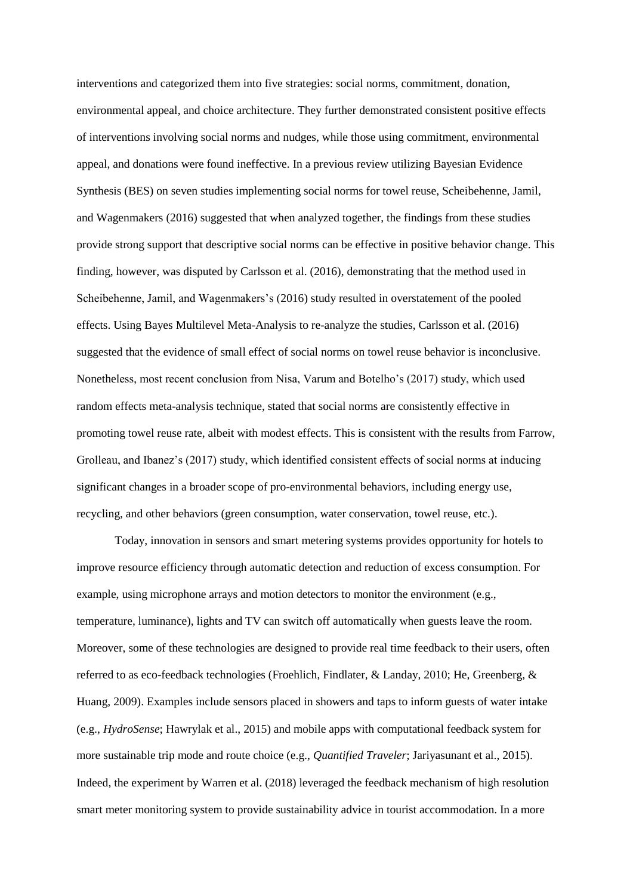interventions and categorized them into five strategies: social norms, commitment, donation, environmental appeal, and choice architecture. They further demonstrated consistent positive effects of interventions involving social norms and nudges, while those using commitment, environmental appeal, and donations were found ineffective. In a previous review utilizing Bayesian Evidence Synthesis (BES) on seven studies implementing social norms for towel reuse, Scheibehenne, Jamil, and Wagenmakers (2016) suggested that when analyzed together, the findings from these studies provide strong support that descriptive social norms can be effective in positive behavior change. This finding, however, was disputed by Carlsson et al. (2016), demonstrating that the method used in Scheibehenne, Jamil, and Wagenmakers's (2016) study resulted in overstatement of the pooled effects. Using Bayes Multilevel Meta-Analysis to re-analyze the studies, Carlsson et al. (2016) suggested that the evidence of small effect of social norms on towel reuse behavior is inconclusive. Nonetheless, most recent conclusion from Nisa, Varum and Botelho's (2017) study, which used random effects meta-analysis technique, stated that social norms are consistently effective in promoting towel reuse rate, albeit with modest effects. This is consistent with the results from Farrow, Grolleau, and Ibanez's (2017) study, which identified consistent effects of social norms at inducing significant changes in a broader scope of pro-environmental behaviors, including energy use, recycling, and other behaviors (green consumption, water conservation, towel reuse, etc.).

Today, innovation in sensors and smart metering systems provides opportunity for hotels to improve resource efficiency through automatic detection and reduction of excess consumption. For example, using microphone arrays and motion detectors to monitor the environment (e.g., temperature, luminance), lights and TV can switch off automatically when guests leave the room. Moreover, some of these technologies are designed to provide real time feedback to their users, often referred to as eco-feedback technologies (Froehlich, Findlater, & Landay, 2010; He, Greenberg, & Huang, 2009). Examples include sensors placed in showers and taps to inform guests of water intake (e.g., *HydroSense*; Hawrylak et al., 2015) and mobile apps with computational feedback system for more sustainable trip mode and route choice (e.g., *Quantified Traveler*; Jariyasunant et al., 2015). Indeed, the experiment by Warren et al. (2018) leveraged the feedback mechanism of high resolution smart meter monitoring system to provide sustainability advice in tourist accommodation. In a more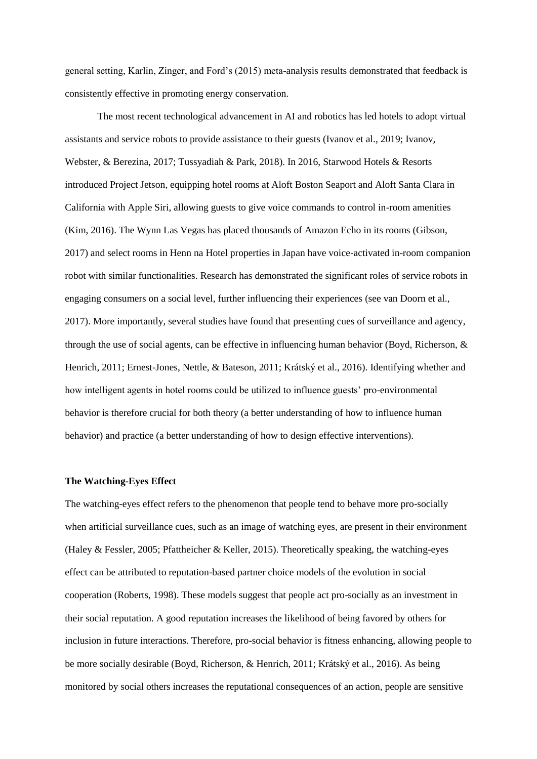general setting, Karlin, Zinger, and Ford's (2015) meta-analysis results demonstrated that feedback is consistently effective in promoting energy conservation.

The most recent technological advancement in AI and robotics has led hotels to adopt virtual assistants and service robots to provide assistance to their guests (Ivanov et al., 2019; Ivanov, Webster, & Berezina, 2017; Tussyadiah & Park, 2018). In 2016, Starwood Hotels & Resorts introduced Project Jetson, equipping hotel rooms at Aloft Boston Seaport and Aloft Santa Clara in California with Apple Siri, allowing guests to give voice commands to control in-room amenities (Kim, 2016). The Wynn Las Vegas has placed thousands of Amazon Echo in its rooms (Gibson, 2017) and select rooms in Henn na Hotel properties in Japan have voice-activated in-room companion robot with similar functionalities. Research has demonstrated the significant roles of service robots in engaging consumers on a social level, further influencing their experiences (see van Doorn et al., 2017). More importantly, several studies have found that presenting cues of surveillance and agency, through the use of social agents, can be effective in influencing human behavior (Boyd, Richerson, & Henrich, 2011; Ernest-Jones, Nettle, & Bateson, 2011; Krátský et al., 2016). Identifying whether and how intelligent agents in hotel rooms could be utilized to influence guests' pro-environmental behavior is therefore crucial for both theory (a better understanding of how to influence human behavior) and practice (a better understanding of how to design effective interventions).

**The Watching-Eyes Effect**

The watching-eyes effect refers to the phenomenon that people tend to behave more pro-socially when artificial surveillance cues, such as an image of watching eyes, are present in their environment (Haley & Fessler, 2005; Pfattheicher & Keller, 2015). Theoretically speaking, the watching-eyes effect can be attributed to reputation-based partner choice models of the evolution in social cooperation (Roberts, 1998). These models suggest that people act pro-socially as an investment in their social reputation. A good reputation increases the likelihood of being favored by others for inclusion in future interactions. Therefore, pro-social behavior is fitness enhancing, allowing people to be more socially desirable (Boyd, Richerson, & Henrich, 2011; Krátský et al., 2016). As being monitored by social others increases the reputational consequences of an action, people are sensitive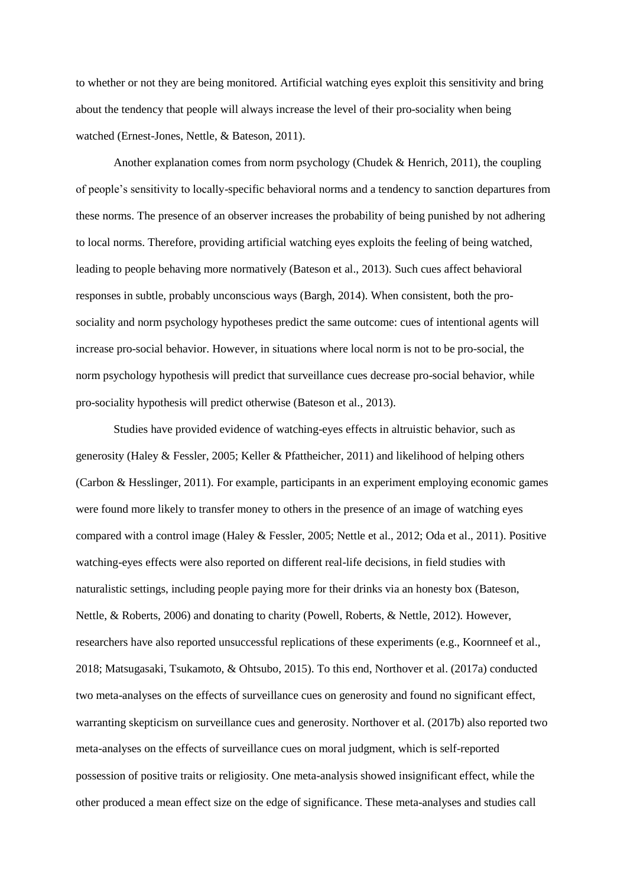to whether or not they are being monitored. Artificial watching eyes exploit this sensitivity and bring about the tendency that people will always increase the level of their pro-sociality when being watched (Ernest-Jones, Nettle, & Bateson, 2011).

Another explanation comes from norm psychology (Chudek & Henrich, 2011), the coupling of people's sensitivity to locally-specific behavioral norms and a tendency to sanction departures from these norms. The presence of an observer increases the probability of being punished by not adhering to local norms. Therefore, providing artificial watching eyes exploits the feeling of being watched, leading to people behaving more normatively (Bateson et al., 2013). Such cues affect behavioral responses in subtle, probably unconscious ways (Bargh, 2014). When consistent, both the pro-sociality and norm psychology hypotheses predict the same outcome: cues of intentional agents will increase pro-social behavior. However, in situations where local norm is not to be pro-social, the norm psychology hypothesis will predict that surveillance cues decrease pro-social behavior, while pro-sociality hypothesis will predict otherwise (Bateson et al., 2013).

Studies have provided evidence of watching-eyes effects in altruistic behavior, such as generosity (Haley & Fessler, 2005; Keller & Pfattheicher, 2011) and likelihood of helping others (Carbon & Hesslinger, 2011). For example, participants in an experiment employing economic games were found more likely to transfer money to others in the presence of an image of watching eyes compared with a control image (Haley & Fessler, 2005; Nettle et al., 2012; Oda et al., 2011). Positive watching-eyes effects were also reported on different real-life decisions, in field studies with naturalistic settings, including people paying more for their drinks via an honesty box (Bateson, Nettle, & Roberts, 2006) and donating to charity (Powell, Roberts, & Nettle, 2012). However, researchers have also reported unsuccessful replications of these experiments (e.g., Koornneef et al., 2018; Matsugasaki, Tsukamoto, & Ohtsubo, 2015). To this end, Northover et al. (2017a) conducted two meta-analyses on the effects of surveillance cues on generosity and found no significant effect, warranting skepticism on surveillance cues and generosity. Northover et al. (2017b) also reported two meta-analyses on the effects of surveillance cues on moral judgment, which is self-reported possession of positive traits or religiosity. One meta-analysis showed insignificant effect, while the other produced a mean effect size on the edge of significance. These meta-analyses and studies call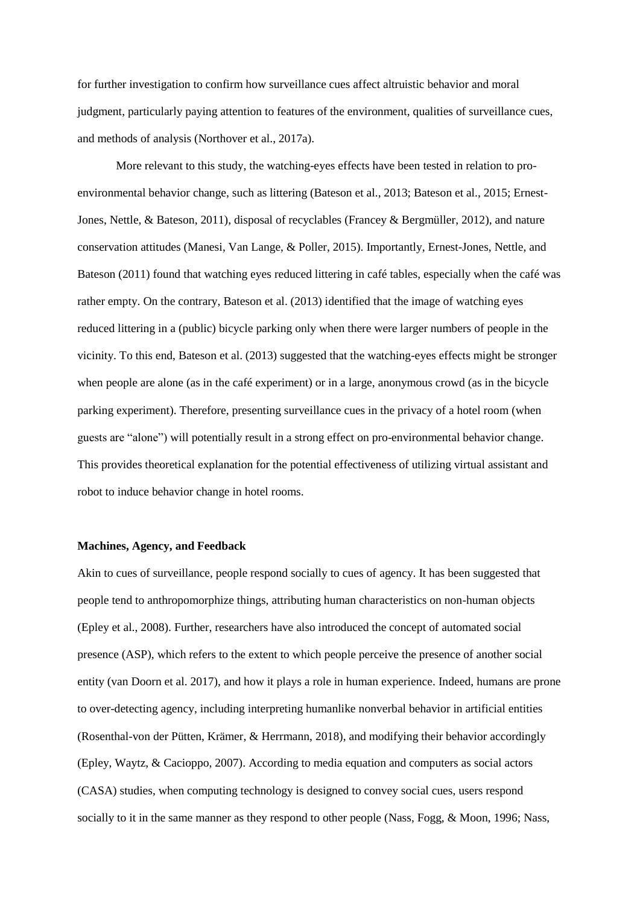for further investigation to confirm how surveillance cues affect altruistic behavior and moral judgment, particularly paying attention to features of the environment, qualities of surveillance cues, and methods of analysis (Northover et al., 2017a).

More relevant to this study, the watching-eyes effects have been tested in relation to pro-environmental behavior change, such as littering (Bateson et al., 2013; Bateson et al., 2015; Ernest-Jones, Nettle, & Bateson, 2011), disposal of recyclables (Francey & Bergmüller, 2012), and nature conservation attitudes (Manesi, Van Lange, & Poller, 2015). Importantly, Ernest-Jones, Nettle, and Bateson (2011) found that watching eyes reduced littering in café tables, especially when the café was rather empty. On the contrary, Bateson et al. (2013) identified that the image of watching eyes reduced littering in a (public) bicycle parking only when there were larger numbers of people in the vicinity. To this end, Bateson et al. (2013) suggested that the watching-eyes effects might be stronger when people are alone (as in the café experiment) or in a large, anonymous crowd (as in the bicycle parking experiment). Therefore, presenting surveillance cues in the privacy of a hotel room (when guests are "alone") will potentially result in a strong effect on pro-environmental behavior change. This provides theoretical explanation for the potential effectiveness of utilizing virtual assistant and robot to induce behavior change in hotel rooms.

**Machines, Agency, and Feedback**

Akin to cues of surveillance, people respond socially to cues of agency. It has been suggested that people tend to anthropomorphize things, attributing human characteristics on non-human objects (Epley et al., 2008). Further, researchers have also introduced the concept of automated social presence (ASP), which refers to the extent to which people perceive the presence of another social entity (van Doorn et al. 2017), and how it plays a role in human experience. Indeed, humans are prone to over-detecting agency, including interpreting humanlike nonverbal behavior in artificial entities (Rosenthal-von der Pütten, Krämer, & Herrmann, 2018), and modifying their behavior accordingly (Epley, Waytz, & Cacioppo, 2007). According to media equation and computers as social actors (CASA) studies, when computing technology is designed to convey social cues, users respond socially to it in the same manner as they respond to other people (Nass, Fogg, & Moon, 1996; Nass,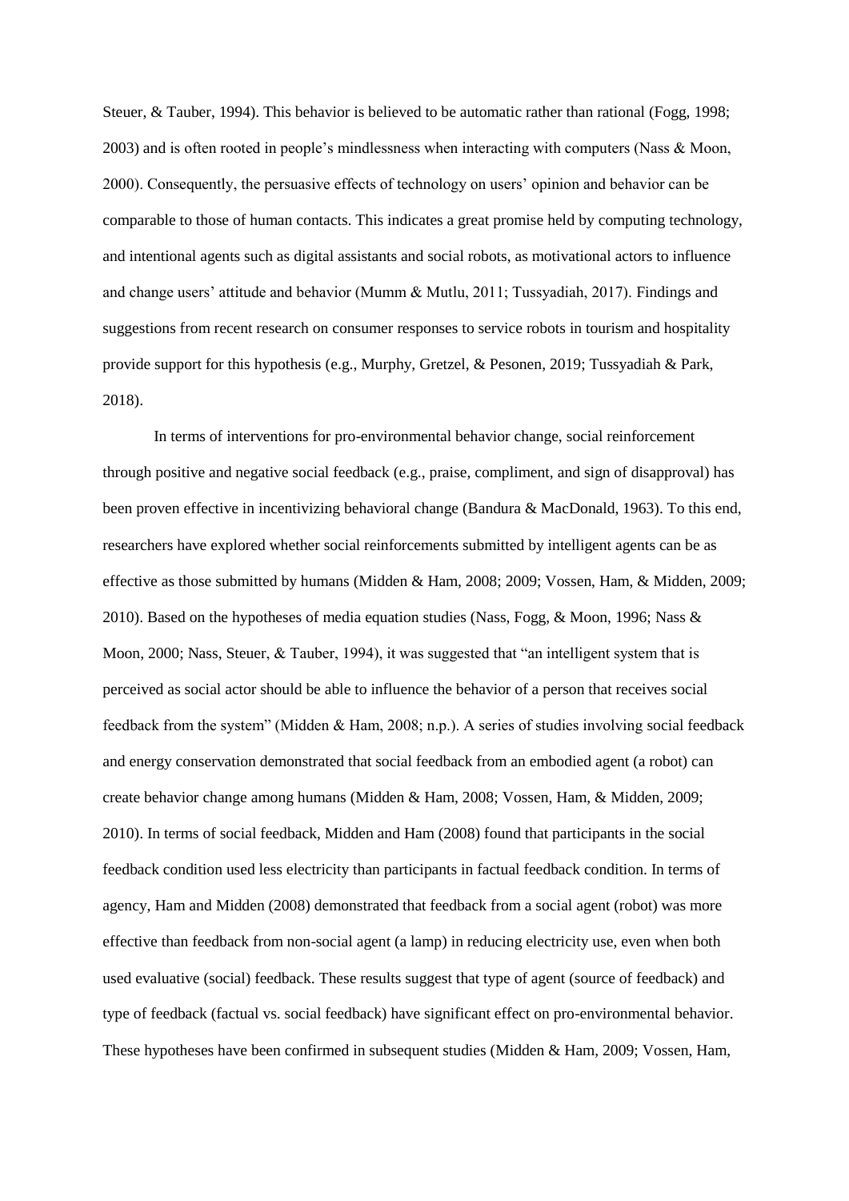Steuer, & Tauber, 1994). This behavior is believed to be automatic rather than rational (Fogg, 1998; 2003) and is often rooted in people's mindlessness when interacting with computers (Nass & Moon, 2000). Consequently, the persuasive effects of technology on users' opinion and behavior can be comparable to those of human contacts. This indicates a great promise held by computing technology, and intentional agents such as digital assistants and social robots, as motivational actors to influence and change users' attitude and behavior (Mumm & Mutlu, 2011; Tussyadiah, 2017). Findings and suggestions from recent research on consumer responses to service robots in tourism and hospitality provide support for this hypothesis (e.g., Murphy, Gretzel, & Pesonen, 2019; Tussyadiah & Park, 2018).

In terms of interventions for pro-environmental behavior change, social reinforcement through positive and negative social feedback (e.g., praise, compliment, and sign of disapproval) has been proven effective in incentivizing behavioral change (Bandura & MacDonald, 1963). To this end, researchers have explored whether social reinforcements submitted by intelligent agents can be as effective as those submitted by humans (Midden & Ham, 2008; 2009; Vossen, Ham, & Midden, 2009; 2010). Based on the hypotheses of media equation studies (Nass, Fogg, & Moon, 1996; Nass & Moon, 2000; Nass, Steuer, & Tauber, 1994), it was suggested that "an intelligent system that is perceived as social actor should be able to influence the behavior of a person that receives social feedback from the system" (Midden & Ham, 2008; n.p.). A series of studies involving social feedback and energy conservation demonstrated that social feedback from an embodied agent (a robot) can create behavior change among humans (Midden & Ham, 2008; Vossen, Ham, & Midden, 2009; 2010). In terms of social feedback, Midden and Ham (2008) found that participants in the social feedback condition used less electricity than participants in factual feedback condition. In terms of agency, Ham and Midden (2008) demonstrated that feedback from a social agent (robot) was more effective than feedback from non-social agent (a lamp) in reducing electricity use, even when both used evaluative (social) feedback. These results suggest that type of agent (source of feedback) and type of feedback (factual vs. social feedback) have significant effect on pro-environmental behavior. These hypotheses have been confirmed in subsequent studies (Midden & Ham, 2009; Vossen, Ham,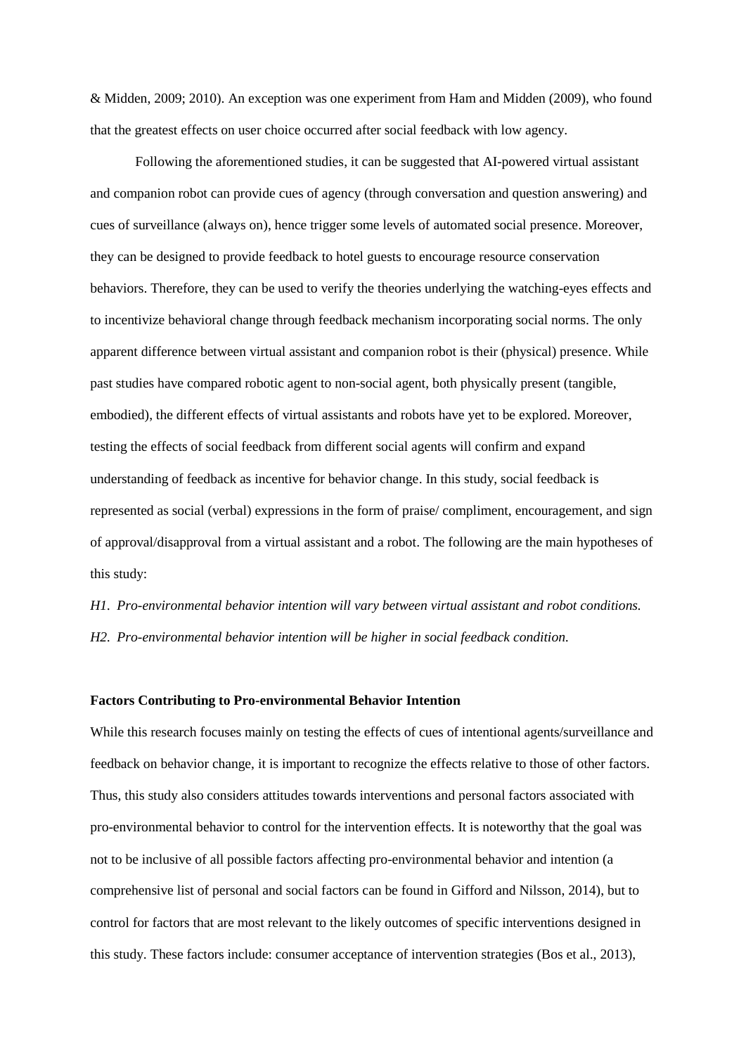& Midden, 2009; 2010). An exception was one experiment from Ham and Midden (2009), who found that the greatest effects on user choice occurred after social feedback with low agency.

Following the aforementioned studies, it can be suggested that AI-powered virtual assistant and companion robot can provide cues of agency (through conversation and question answering) and cues of surveillance (always on), hence trigger some levels of automated social presence. Moreover, they can be designed to provide feedback to hotel guests to encourage resource conservation behaviors. Therefore, they can be used to verify the theories underlying the watching-eyes effects and to incentivize behavioral change through feedback mechanism incorporating social norms. The only apparent difference between virtual assistant and companion robot is their (physical) presence. While past studies have compared robotic agent to non-social agent, both physically present (tangible, embodied), the different effects of virtual assistants and robots have yet to be explored. Moreover, testing the effects of social feedback from different social agents will confirm and expand understanding of feedback as incentive for behavior change. In this study, social feedback is represented as social (verbal) expressions in the form of praise/ compliment, encouragement, and sign of approval/disapproval from a virtual assistant and a robot. The following are the main hypotheses of this study:

*H1. Pro-environmental behavior intention will vary between virtual assistant and robot conditions.*

*H2. Pro-environmental behavior intention will be higher in social feedback condition.*

**Factors Contributing to Pro-environmental Behavior Intention**

While this research focuses mainly on testing the effects of cues of intentional agents/surveillance and feedback on behavior change, it is important to recognize the effects relative to those of other factors. Thus, this study also considers attitudes towards interventions and personal factors associated with pro-environmental behavior to control for the intervention effects. It is noteworthy that the goal was not to be inclusive of all possible factors affecting pro-environmental behavior and intention (a comprehensive list of personal and social factors can be found in Gifford and Nilsson, 2014), but to control for factors that are most relevant to the likely outcomes of specific interventions designed in this study. These factors include: consumer acceptance of intervention strategies (Bos et al., 2013),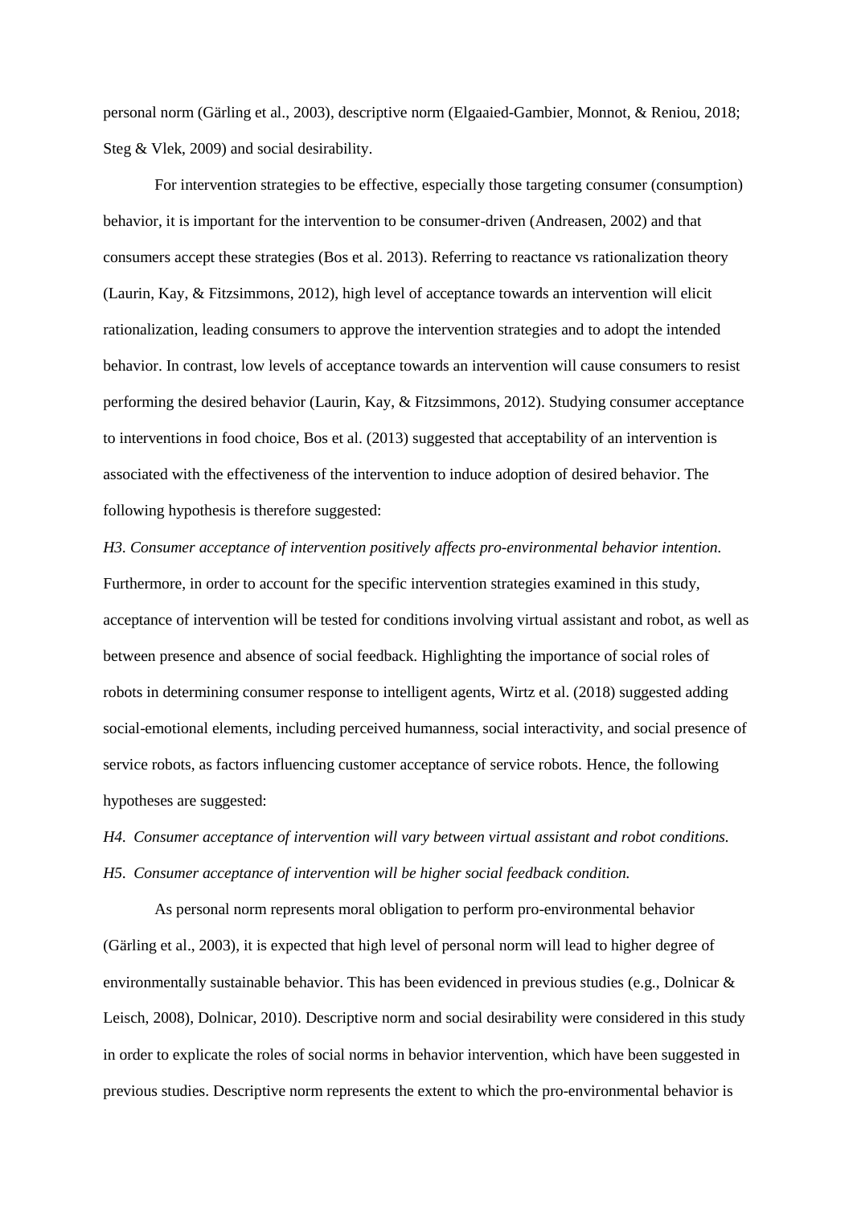personal norm (Gärling et al., 2003), descriptive norm (Elgaaied-Gambier, Monnot, & Reniou, 2018; Steg & Vlek, 2009) and social desirability.

For intervention strategies to be effective, especially those targeting consumer (consumption) behavior, it is important for the intervention to be consumer-driven (Andreasen, 2002) and that consumers accept these strategies (Bos et al. 2013). Referring to reactance vs rationalization theory (Laurin, Kay, & Fitzsimmons, 2012), high level of acceptance towards an intervention will elicit rationalization, leading consumers to approve the intervention strategies and to adopt the intended behavior. In contrast, low levels of acceptance towards an intervention will cause consumers to resist performing the desired behavior (Laurin, Kay, & Fitzsimmons, 2012). Studying consumer acceptance to interventions in food choice, Bos et al. (2013) suggested that acceptability of an intervention is associated with the effectiveness of the intervention to induce adoption of desired behavior. The following hypothesis is therefore suggested:

*H3. Consumer acceptance of intervention positively affects pro-environmental behavior intention.*

Furthermore, in order to account for the specific intervention strategies examined in this study, acceptance of intervention will be tested for conditions involving virtual assistant and robot, as well as between presence and absence of social feedback. Highlighting the importance of social roles of robots in determining consumer response to intelligent agents, Wirtz et al. (2018) suggested adding social-emotional elements, including perceived humanness, social interactivity, and social presence of service robots, as factors influencing customer acceptance of service robots. Hence, the following hypotheses are suggested:

*H4. Consumer acceptance of intervention will vary between virtual assistant and robot conditions.*

*H5. Consumer acceptance of intervention will be higher social feedback condition.*

As personal norm represents moral obligation to perform pro-environmental behavior (Gärling et al., 2003), it is expected that high level of personal norm will lead to higher degree of environmentally sustainable behavior. This has been evidenced in previous studies (e.g., Dolnicar & Leisch, 2008), Dolnicar, 2010). Descriptive norm and social desirability were considered in this study in order to explicate the roles of social norms in behavior intervention, which have been suggested in previous studies. Descriptive norm represents the extent to which the pro-environmental behavior is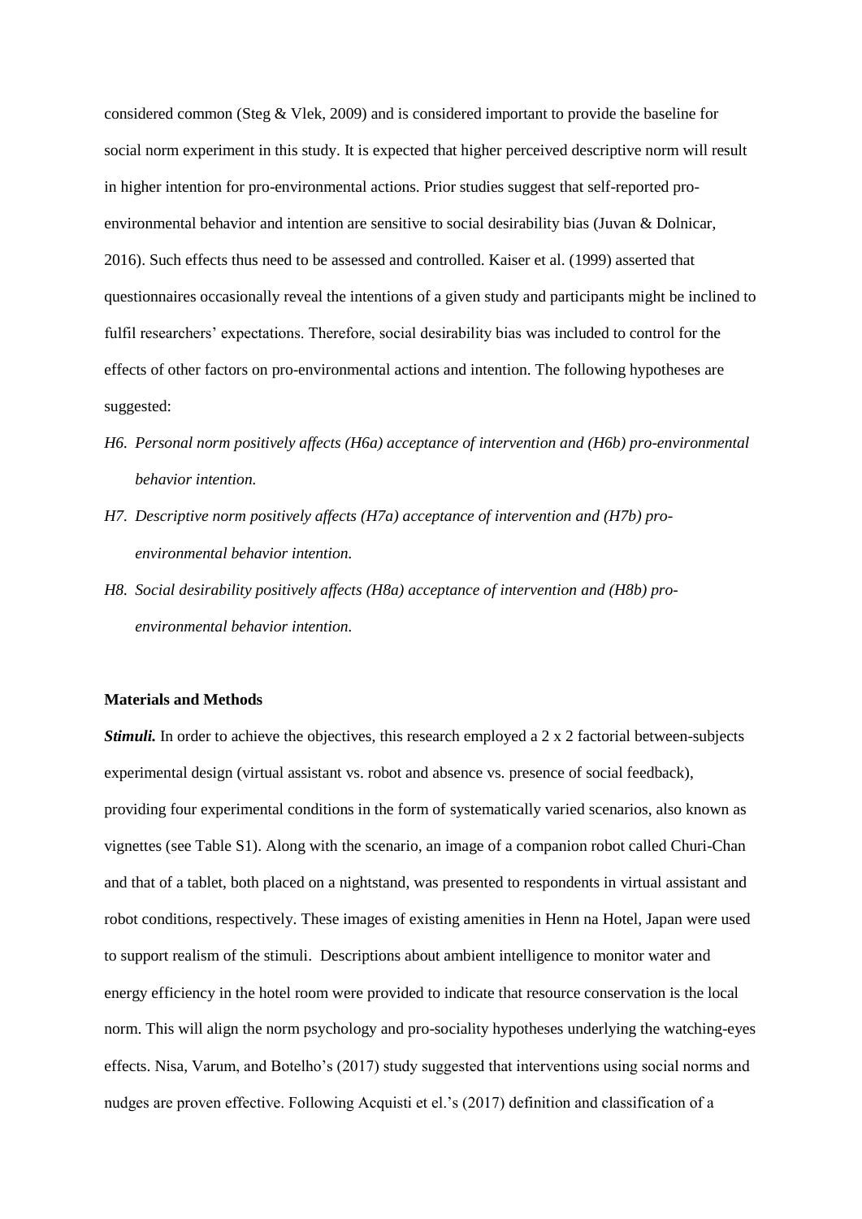considered common (Steg & Vlek, 2009) and is considered important to provide the baseline for social norm experiment in this study. It is expected that higher perceived descriptive norm will result in higher intention for pro-environmental actions. Prior studies suggest that self-reported pro-environmental behavior and intention are sensitive to social desirability bias (Juvan & Dolnicar, 2016). Such effects thus need to be assessed and controlled. Kaiser et al. (1999) asserted that questionnaires occasionally reveal the intentions of a given study and participants might be inclined to fulfil researchers' expectations. Therefore, social desirability bias was included to control for the effects of other factors on pro-environmental actions and intention. The following hypotheses are suggested:

*H6. Personal norm positively affects (H6a) acceptance of intervention and (H6b) pro-environmental behavior intention.*

*H7. Descriptive norm positively affects (H7a) acceptance of intervention and (H7b) pro-environmental behavior intention.*

*H8. Social desirability positively affects (H8a) acceptance of intervention and (H8b) pro-environmental behavior intention.*

**Materials and Methods**

***Stimuli.*** In order to achieve the objectives, this research employed a 2 x 2 factorial between-subjects experimental design (virtual assistant vs. robot and absence vs. presence of social feedback), providing four experimental conditions in the form of systematically varied scenarios, also known as vignettes (see Table S1). Along with the scenario, an image of a companion robot called Churi-Chan and that of a tablet, both placed on a nightstand, was presented to respondents in virtual assistant and robot conditions, respectively. These images of existing amenities in Henn na Hotel, Japan were used to support realism of the stimuli. Descriptions about ambient intelligence to monitor water and energy efficiency in the hotel room were provided to indicate that resource conservation is the local norm. This will align the norm psychology and pro-sociality hypotheses underlying the watching-eyes effects. Nisa, Varum, and Botelho's (2017) study suggested that interventions using social norms and nudges are proven effective. Following Acquisti et el.'s (2017) definition and classification of a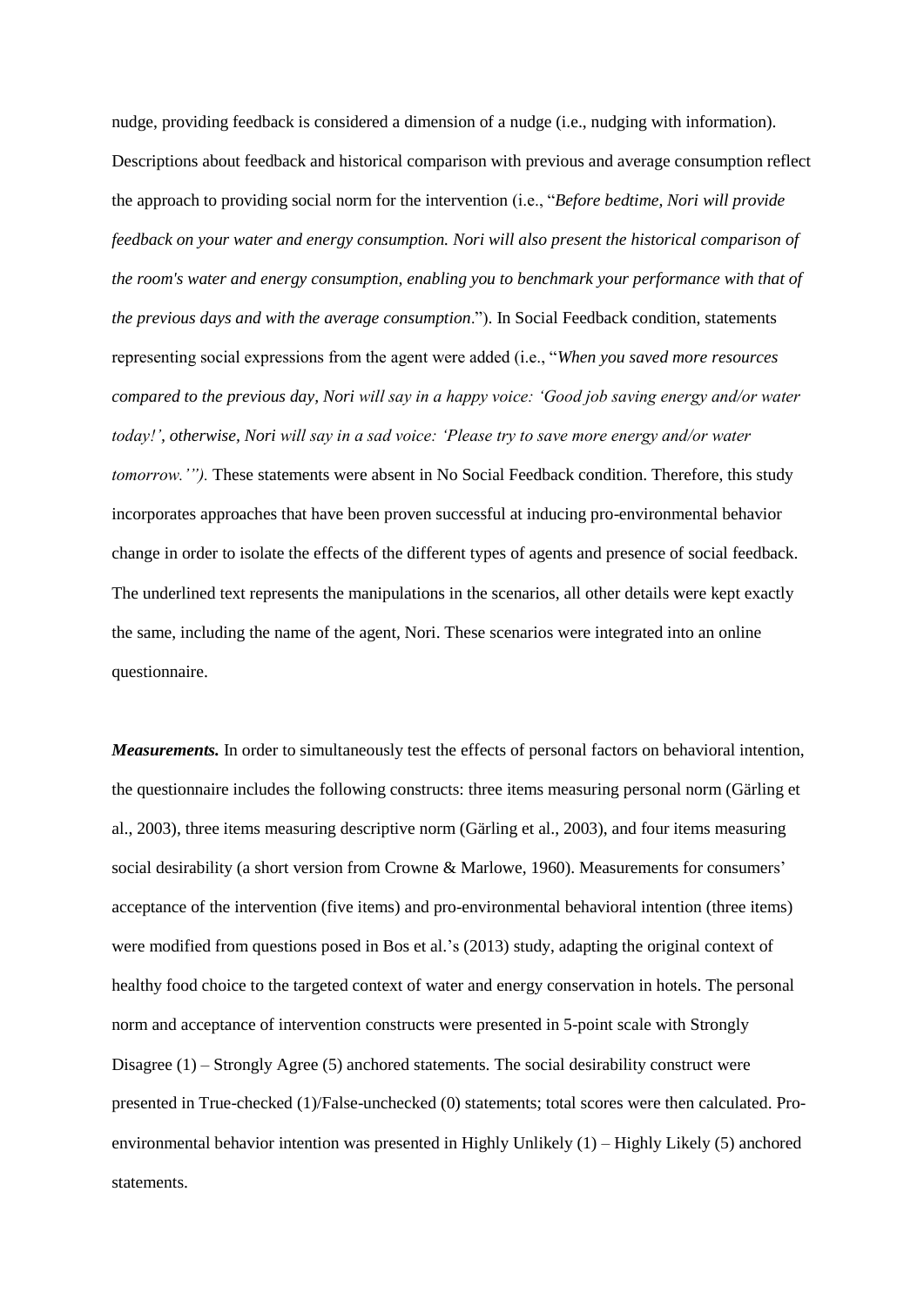nudge, providing feedback is considered a dimension of a nudge (i.e., nudging with information). Descriptions about feedback and historical comparison with previous and average consumption reflect the approach to providing social norm for the intervention (i.e., "*Before bedtime, Nori will provide feedback on your water and energy consumption. Nori will also present the historical comparison of the room's water and energy consumption, enabling you to benchmark your performance with that of the previous days and with the average consumption*."). In Social Feedback condition, statements representing social expressions from the agent were added (i.e., "*When you saved more resources compared to the previous day, Nori will say in a happy voice: 'Good job saving energy and/or water today!', otherwise, Nori will say in a sad voice: 'Please try to save more energy and/or water tomorrow.'").* These statements were absent in No Social Feedback condition. Therefore, this study incorporates approaches that have been proven successful at inducing pro-environmental behavior change in order to isolate the effects of the different types of agents and presence of social feedback. The underlined text represents the manipulations in the scenarios, all other details were kept exactly the same, including the name of the agent, Nori. These scenarios were integrated into an online questionnaire.

***Measurements.*** In order to simultaneously test the effects of personal factors on behavioral intention, the questionnaire includes the following constructs: three items measuring personal norm (Gärling et al., 2003), three items measuring descriptive norm (Gärling et al., 2003), and four items measuring social desirability (a short version from Crowne & Marlowe, 1960). Measurements for consumers' acceptance of the intervention (five items) and pro-environmental behavioral intention (three items) were modified from questions posed in Bos et al.'s (2013) study, adapting the original context of healthy food choice to the targeted context of water and energy conservation in hotels. The personal norm and acceptance of intervention constructs were presented in 5-point scale with Strongly Disagree (1) – Strongly Agree (5) anchored statements. The social desirability construct were presented in True-checked (1)/False-unchecked (0) statements; total scores were then calculated. Pro-environmental behavior intention was presented in Highly Unlikely (1) – Highly Likely (5) anchored statements.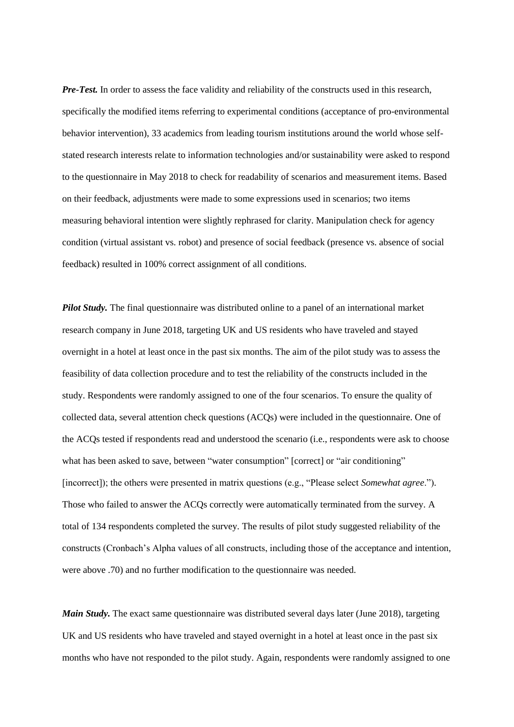***Pre-Test.*** In order to assess the face validity and reliability of the constructs used in this research, specifically the modified items referring to experimental conditions (acceptance of pro-environmental behavior intervention), 33 academics from leading tourism institutions around the world whose self-stated research interests relate to information technologies and/or sustainability were asked to respond to the questionnaire in May 2018 to check for readability of scenarios and measurement items. Based on their feedback, adjustments were made to some expressions used in scenarios; two items measuring behavioral intention were slightly rephrased for clarity. Manipulation check for agency condition (virtual assistant vs. robot) and presence of social feedback (presence vs. absence of social feedback) resulted in 100% correct assignment of all conditions.

***Pilot Study.*** The final questionnaire was distributed online to a panel of an international market research company in June 2018, targeting UK and US residents who have traveled and stayed overnight in a hotel at least once in the past six months. The aim of the pilot study was to assess the feasibility of data collection procedure and to test the reliability of the constructs included in the study. Respondents were randomly assigned to one of the four scenarios. To ensure the quality of collected data, several attention check questions (ACQs) were included in the questionnaire. One of the ACQs tested if respondents read and understood the scenario (i.e., respondents were ask to choose what has been asked to save, between "water consumption" [correct] or "air conditioning" [incorrect]); the others were presented in matrix questions (e.g., "Please select *Somewhat agree*."). Those who failed to answer the ACQs correctly were automatically terminated from the survey. A total of 134 respondents completed the survey. The results of pilot study suggested reliability of the constructs (Cronbach's Alpha values of all constructs, including those of the acceptance and intention, were above .70) and no further modification to the questionnaire was needed.

***Main Study.*** The exact same questionnaire was distributed several days later (June 2018), targeting UK and US residents who have traveled and stayed overnight in a hotel at least once in the past six months who have not responded to the pilot study. Again, respondents were randomly assigned to one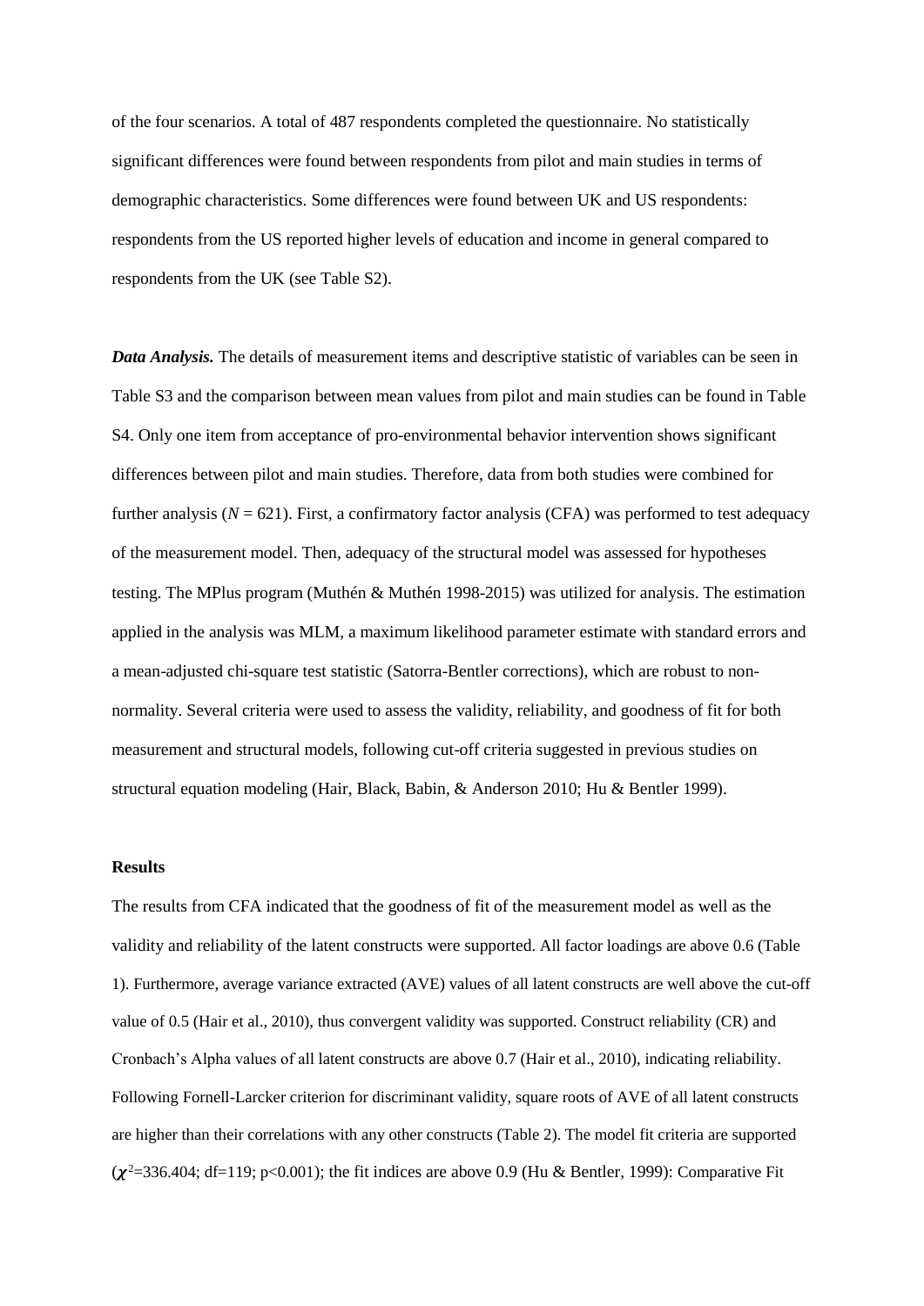of the four scenarios. A total of 487 respondents completed the questionnaire. No statistically significant differences were found between respondents from pilot and main studies in terms of demographic characteristics. Some differences were found between UK and US respondents: respondents from the US reported higher levels of education and income in general compared to respondents from the UK (see Table S2).

***Data Analysis.*** The details of measurement items and descriptive statistic of variables can be seen in Table S3 and the comparison between mean values from pilot and main studies can be found in Table S4. Only one item from acceptance of pro-environmental behavior intervention shows significant differences between pilot and main studies. Therefore, data from both studies were combined for further analysis ($N$ = 621). First, a confirmatory factor analysis (CFA) was performed to test adequacy of the measurement model. Then, adequacy of the structural model was assessed for hypotheses testing. The MPlus program (Muthén & Muthén 1998-2015) was utilized for analysis. The estimation applied in the analysis was MLM, a maximum likelihood parameter estimate with standard errors and a mean-adjusted chi-square test statistic (Satorra-Bentler corrections), which are robust to non-normality. Several criteria were used to assess the validity, reliability, and goodness of fit for both measurement and structural models, following cut-off criteria suggested in previous studies on structural equation modeling (Hair, Black, Babin, & Anderson 2010; Hu & Bentler 1999).

**Results**

The results from CFA indicated that the goodness of fit of the measurement model as well as the validity and reliability of the latent constructs were supported. All factor loadings are above 0.6 (Table 1). Furthermore, average variance extracted (AVE) values of all latent constructs are well above the cut-off value of 0.5 (Hair et al., 2010), thus convergent validity was supported. Construct reliability (CR) and Cronbach's Alpha values of all latent constructs are above 0.7 (Hair et al., 2010), indicating reliability. Following Fornell-Larcker criterion for discriminant validity, square roots of AVE of all latent constructs are higher than their correlations with any other constructs (Table 2). The model fit criteria are supported ($\chi^2$=336.404; df=119; p<0.001); the fit indices are above 0.9 (Hu & Bentler, 1999): Comparative Fit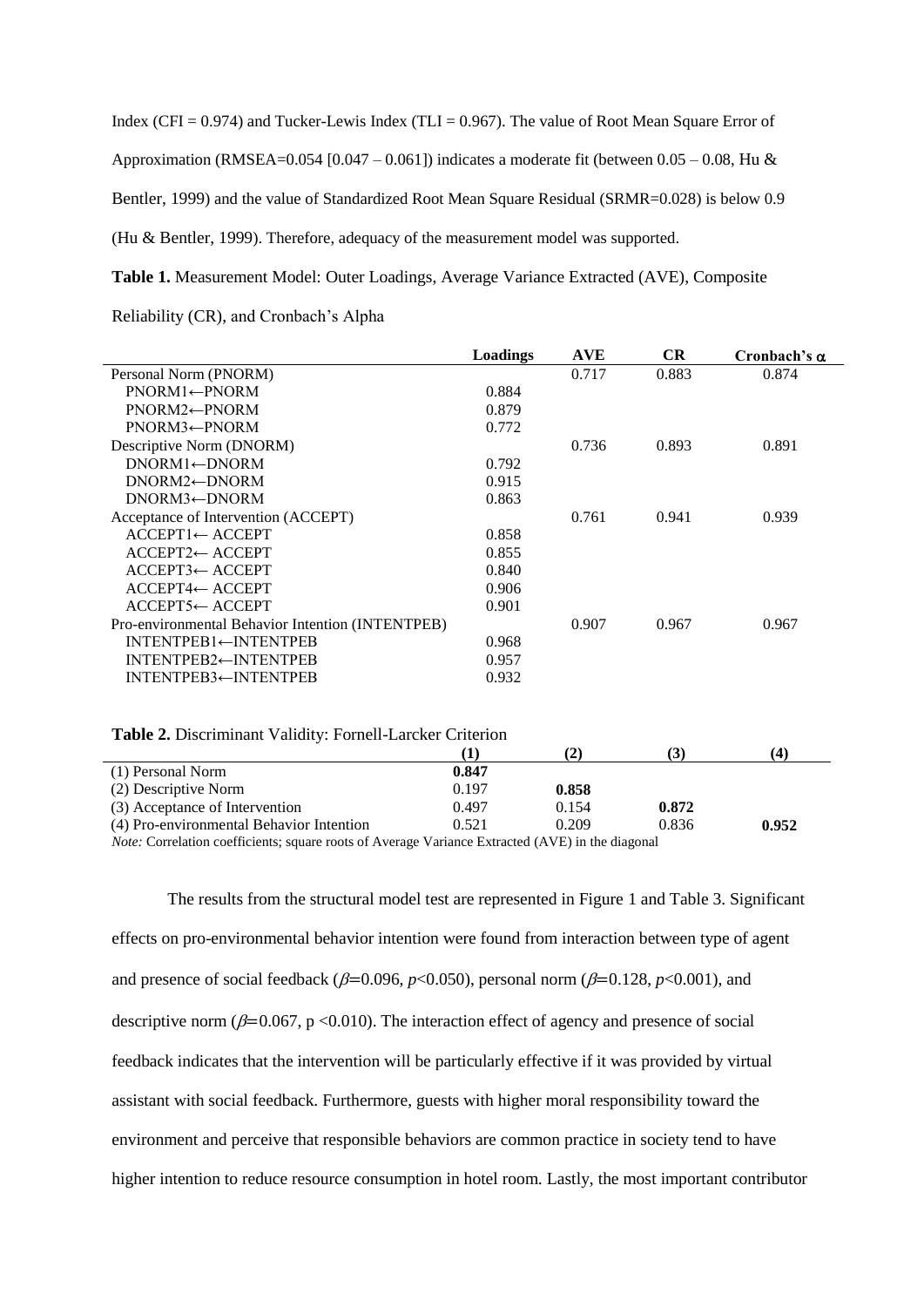Index (CFI = 0.974) and Tucker-Lewis Index (TLI = 0.967). The value of Root Mean Square Error of Approximation (RMSEA=0.054 [0.047 – 0.061]) indicates a moderate fit (between 0.05 – 0.08, Hu & Bentler, 1999) and the value of Standardized Root Mean Square Residual (SRMR=0.028) is below 0.9 (Hu & Bentler, 1999). Therefore, adequacy of the measurement model was supported.

**Table 1.** Measurement Model: Outer Loadings, Average Variance Extracted (AVE), Composite Reliability (CR), and Cronbach's Alpha

| | Loadings | AVE | CR | Cronbach's $\alpha$ |
|---|---|---|---|---|
| Personal Norm (PNORM) | | 0.717 | 0.883 | 0.874 |
| PNORM1←PNORM | 0.884 | | | |
| PNORM2←PNORM | 0.879 | | | |
| PNORM3←PNORM | 0.772 | | | |
| Descriptive Norm (DNORM) | | 0.736 | 0.893 | 0.891 |
| DNORM1←DNORM | 0.792 | | | |
| DNORM2←DNORM | 0.915 | | | |
| DNORM3←DNORM | 0.863 | | | |
| Acceptance of Intervention (ACCEPT) | | 0.761 | 0.941 | 0.939 |
| ACCEPT1← ACCEPT | 0.858 | | | |
| ACCEPT2← ACCEPT | 0.855 | | | |
| ACCEPT3← ACCEPT | 0.840 | | | |
| ACCEPT4← ACCEPT | 0.906 | | | |
| ACCEPT5← ACCEPT | 0.901 | | | |
| Pro-environmental Behavior Intention (INTENTPEB) | | 0.907 | 0.967 | 0.967 |
| INTENTPEB1←INTENTPEB | 0.968 | | | |
| INTENTPEB2←INTENTPEB | 0.957 | | | |
| INTENTPEB3←INTENTPEB | 0.932 | | | |

**Table 2.** Discriminant Validity: Fornell-Larcker Criterion

| | (1) | (2) | (3) | (4) |
|---|---|---|---|---|
| (1) Personal Norm | **0.847** | | | |
| (2) Descriptive Norm | 0.197 | **0.858** | | |
| (3) Acceptance of Intervention | 0.497 | 0.154 | **0.872** | |
| (4) Pro-environmental Behavior Intention | 0.521 | 0.209 | 0.836 | **0.952** |

*Note:* Correlation coefficients; square roots of Average Variance Extracted (AVE) in the diagonal

The results from the structural model test are represented in Figure 1 and Table 3. Significant effects on pro-environmental behavior intention were found from interaction between type of agent and presence of social feedback ($\beta$=0.096, $p$<0.050), personal norm ($\beta$=0.128, $p$<0.001), and descriptive norm ($\beta$=0.067, $p$ <0.010). The interaction effect of agency and presence of social feedback indicates that the intervention will be particularly effective if it was provided by virtual assistant with social feedback. Furthermore, guests with higher moral responsibility toward the environment and perceive that responsible behaviors are common practice in society tend to have higher intention to reduce resource consumption in hotel room. Lastly, the most important contributor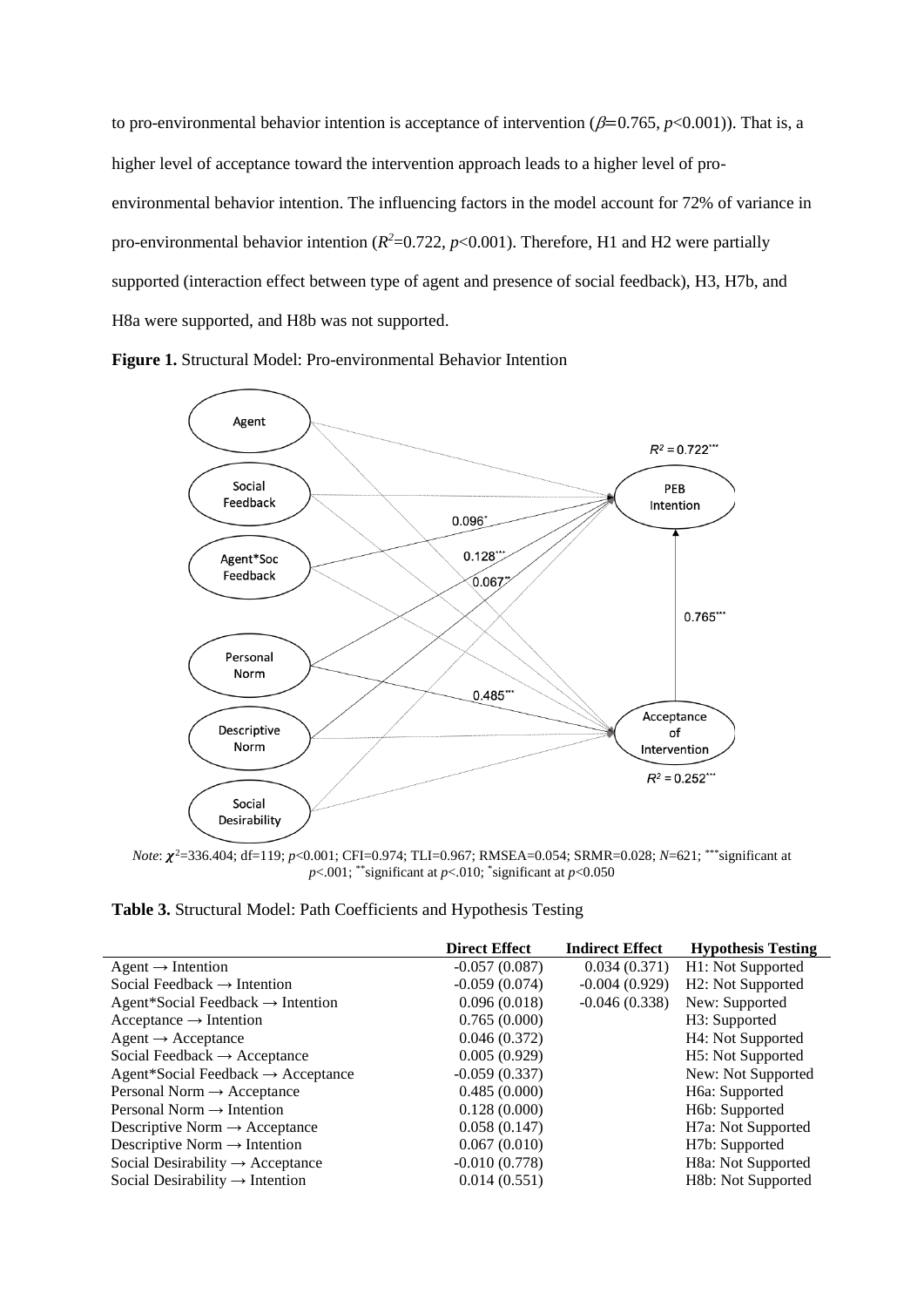to pro-environmental behavior intention is acceptance of intervention ($\beta$=0.765, $p$<0.001)). That is, a higher level of acceptance toward the intervention approach leads to a higher level of pro-environmental behavior intention. The influencing factors in the model account for 72% of variance in pro-environmental behavior intention ($R^2$=0.722, $p$<0.001). Therefore, H1 and H2 were partially supported (interaction effect between type of agent and presence of social feedback), H3, H7b, and H8a were supported, and H8b was not supported.

**Figure 1.** Structural Model: Pro-environmental Behavior Intention

*Note*: $\chi^2$=336.404; df=119; $p$<0.001; CFI=0.974; TLI=0.967; RMSEA=0.054; SRMR=0.028; $N$=621; \*\*\*significant at $p$<.001; \*\*significant at $p$<.010; \*significant at $p$<0.050

**Table 3.** Structural Model: Path Coefficients and Hypothesis Testing

| | Direct Effect | Indirect Effect | Hypothesis Testing |
|---|---|---|---|
| Agent → Intention | -0.057 (0.087) | 0.034 (0.371) | H1: Not Supported |
| Social Feedback → Intention | -0.059 (0.074) | -0.004 (0.929) | H2: Not Supported |
| Agent*Social Feedback → Intention | 0.096 (0.018) | -0.046 (0.338) | New: Supported |
| Acceptance → Intention | 0.765 (0.000) | | H3: Supported |
| Agent → Acceptance | 0.046 (0.372) | | H4: Not Supported |
| Social Feedback → Acceptance | 0.005 (0.929) | | H5: Not Supported |
| Agent*Social Feedback → Acceptance | -0.059 (0.337) | | New: Not Supported |
| Personal Norm → Acceptance | 0.485 (0.000) | | H6a: Supported |
| Personal Norm → Intention | 0.128 (0.000) | | H6b: Supported |
| Descriptive Norm → Acceptance | 0.058 (0.147) | | H7a: Not Supported |
| Descriptive Norm → Intention | 0.067 (0.010) | | H7b: Supported |
| Social Desirability → Acceptance | -0.010 (0.778) | | H8a: Not Supported |
| Social Desirability → Intention | 0.014 (0.551) | | H8b: Not Supported |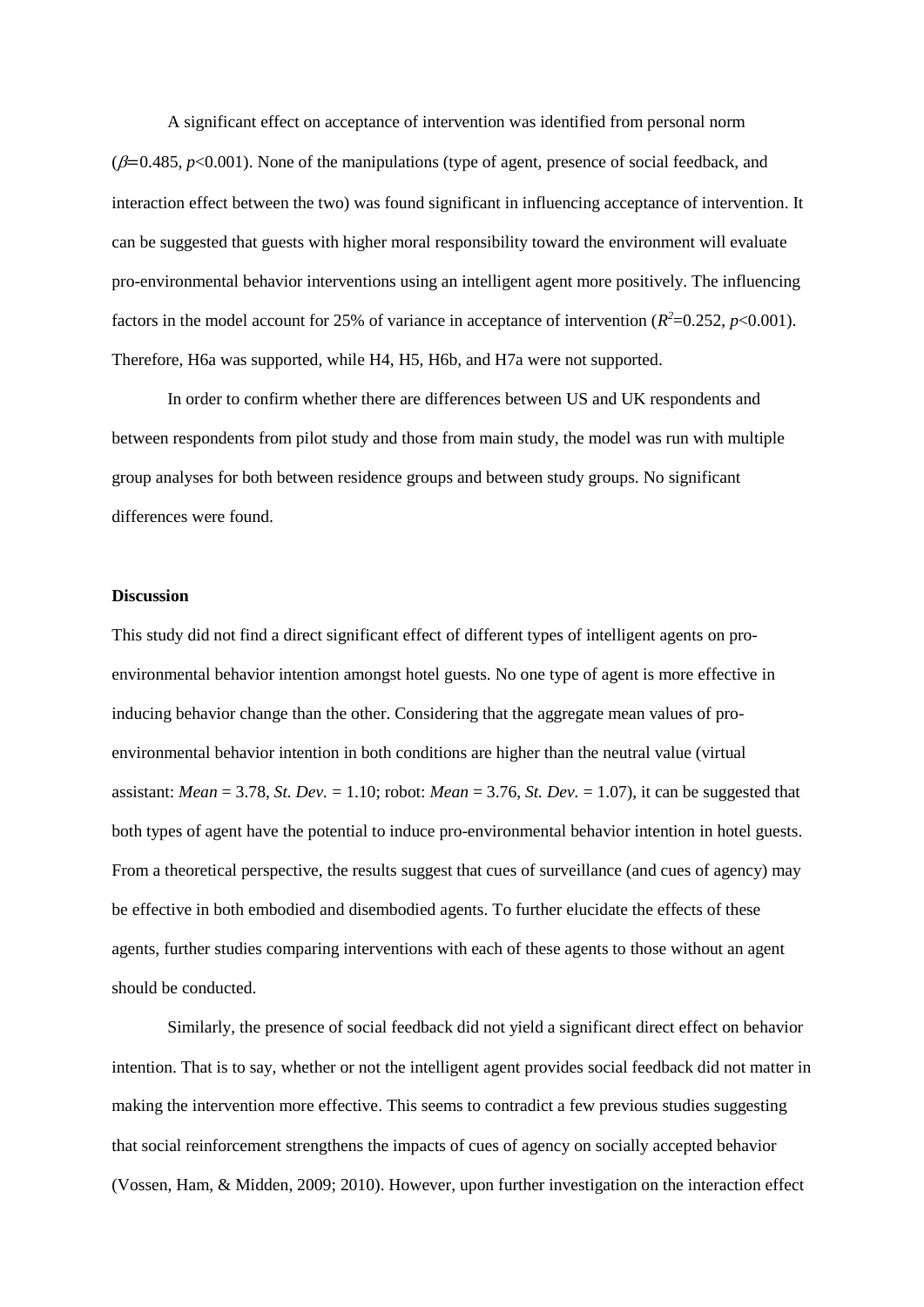A significant effect on acceptance of intervention was identified from personal norm ($\beta$=0.485, $p$<0.001). None of the manipulations (type of agent, presence of social feedback, and interaction effect between the two) was found significant in influencing acceptance of intervention. It can be suggested that guests with higher moral responsibility toward the environment will evaluate pro-environmental behavior interventions using an intelligent agent more positively. The influencing factors in the model account for 25% of variance in acceptance of intervention ($R^2$=0.252, $p$<0.001). Therefore, H6a was supported, while H4, H5, H6b, and H7a were not supported.

In order to confirm whether there are differences between US and UK respondents and between respondents from pilot study and those from main study, the model was run with multiple group analyses for both between residence groups and between study groups. No significant differences were found.

**Discussion**

This study did not find a direct significant effect of different types of intelligent agents on pro-environmental behavior intention amongst hotel guests. No one type of agent is more effective in inducing behavior change than the other. Considering that the aggregate mean values of pro-environmental behavior intention in both conditions are higher than the neutral value (virtual assistant: *Mean* = 3.78, *St. Dev.* = 1.10; robot: *Mean* = 3.76, *St. Dev.* = 1.07), it can be suggested that both types of agent have the potential to induce pro-environmental behavior intention in hotel guests. From a theoretical perspective, the results suggest that cues of surveillance (and cues of agency) may be effective in both embodied and disembodied agents. To further elucidate the effects of these agents, further studies comparing interventions with each of these agents to those without an agent should be conducted.

Similarly, the presence of social feedback did not yield a significant direct effect on behavior intention. That is to say, whether or not the intelligent agent provides social feedback did not matter in making the intervention more effective. This seems to contradict a few previous studies suggesting that social reinforcement strengthens the impacts of cues of agency on socially accepted behavior (Vossen, Ham, & Midden, 2009; 2010). However, upon further investigation on the interaction effect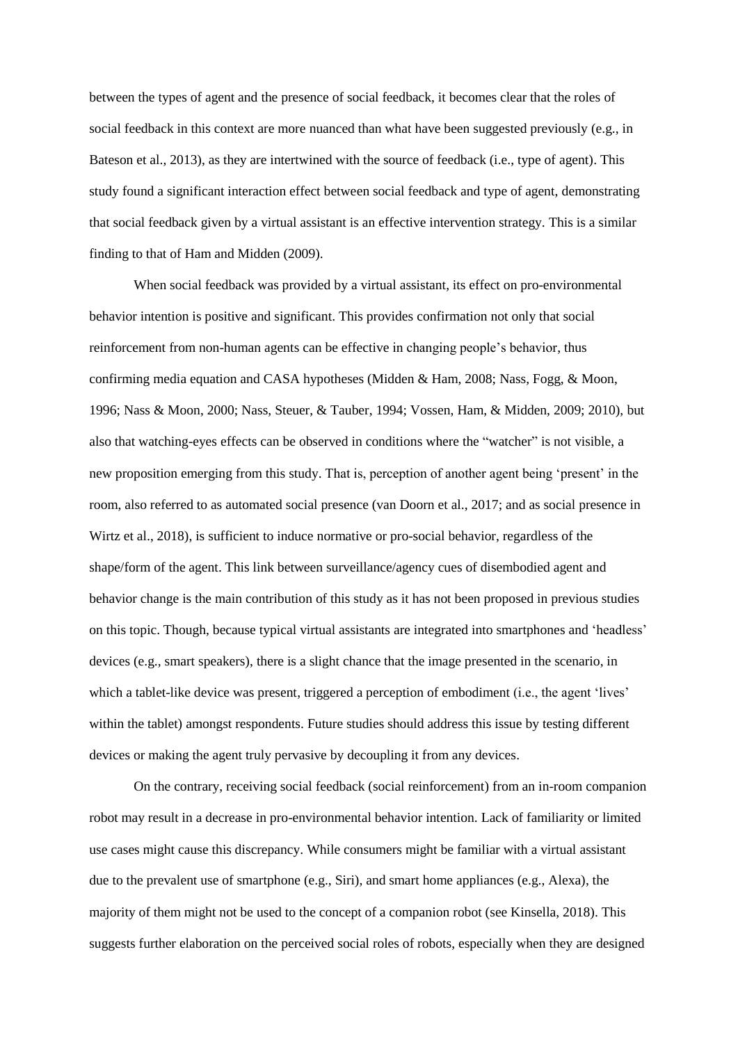between the types of agent and the presence of social feedback, it becomes clear that the roles of social feedback in this context are more nuanced than what have been suggested previously (e.g., in Bateson et al., 2013), as they are intertwined with the source of feedback (i.e., type of agent). This study found a significant interaction effect between social feedback and type of agent, demonstrating that social feedback given by a virtual assistant is an effective intervention strategy. This is a similar finding to that of Ham and Midden (2009).

When social feedback was provided by a virtual assistant, its effect on pro-environmental behavior intention is positive and significant. This provides confirmation not only that social reinforcement from non-human agents can be effective in changing people's behavior, thus confirming media equation and CASA hypotheses (Midden & Ham, 2008; Nass, Fogg, & Moon, 1996; Nass & Moon, 2000; Nass, Steuer, & Tauber, 1994; Vossen, Ham, & Midden, 2009; 2010), but also that watching-eyes effects can be observed in conditions where the "watcher" is not visible, a new proposition emerging from this study. That is, perception of another agent being 'present' in the room, also referred to as automated social presence (van Doorn et al., 2017; and as social presence in Wirtz et al., 2018), is sufficient to induce normative or pro-social behavior, regardless of the shape/form of the agent. This link between surveillance/agency cues of disembodied agent and behavior change is the main contribution of this study as it has not been proposed in previous studies on this topic. Though, because typical virtual assistants are integrated into smartphones and 'headless' devices (e.g., smart speakers), there is a slight chance that the image presented in the scenario, in which a tablet-like device was present, triggered a perception of embodiment (i.e., the agent 'lives' within the tablet) amongst respondents. Future studies should address this issue by testing different devices or making the agent truly pervasive by decoupling it from any devices.

On the contrary, receiving social feedback (social reinforcement) from an in-room companion robot may result in a decrease in pro-environmental behavior intention. Lack of familiarity or limited use cases might cause this discrepancy. While consumers might be familiar with a virtual assistant due to the prevalent use of smartphone (e.g., Siri), and smart home appliances (e.g., Alexa), the majority of them might not be used to the concept of a companion robot (see Kinsella, 2018). This suggests further elaboration on the perceived social roles of robots, especially when they are designed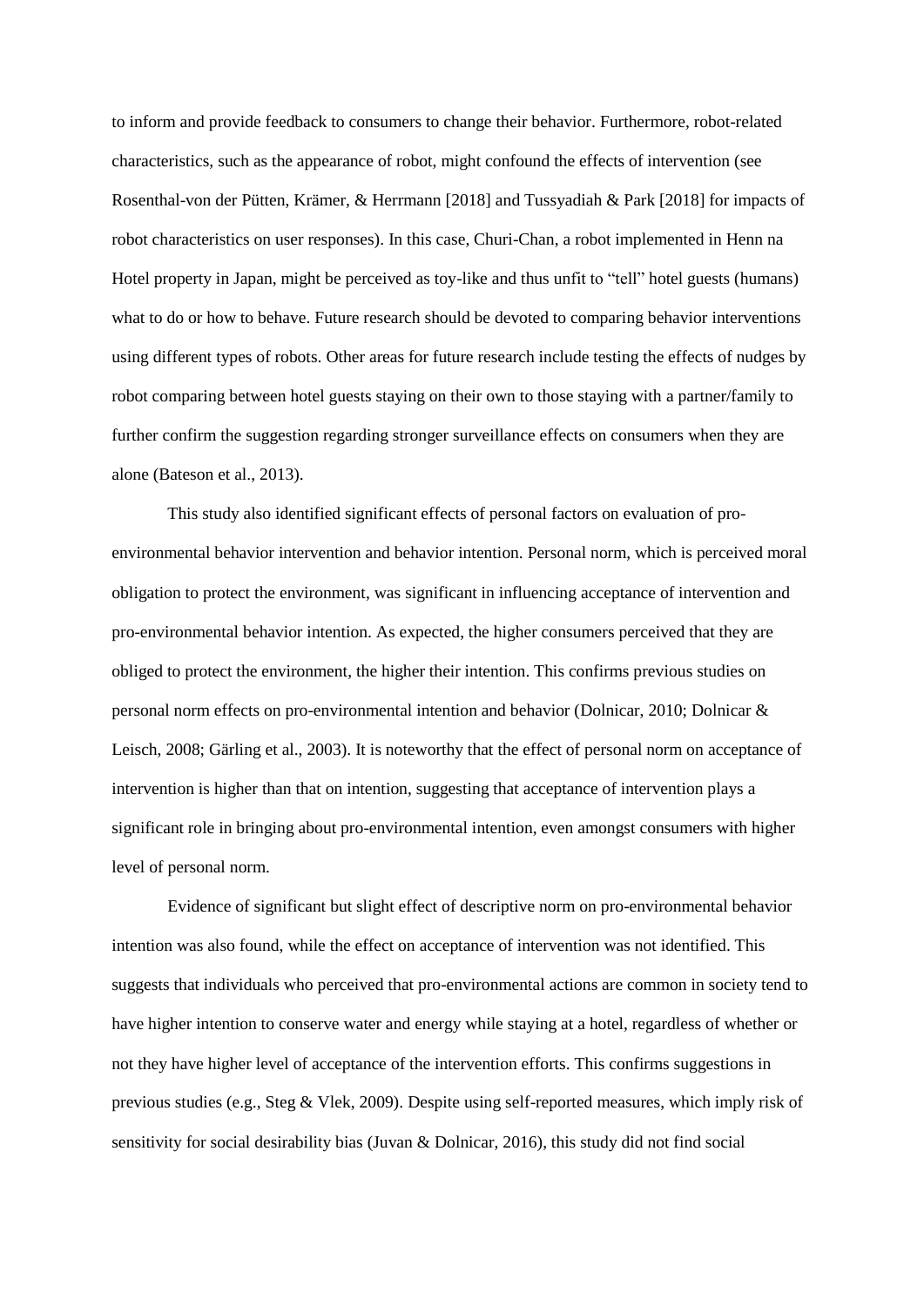to inform and provide feedback to consumers to change their behavior. Furthermore, robot-related characteristics, such as the appearance of robot, might confound the effects of intervention (see Rosenthal-von der Pütten, Krämer, & Herrmann [2018] and Tussyadiah & Park [2018] for impacts of robot characteristics on user responses). In this case, Churi-Chan, a robot implemented in Henn na Hotel property in Japan, might be perceived as toy-like and thus unfit to "tell" hotel guests (humans) what to do or how to behave. Future research should be devoted to comparing behavior interventions using different types of robots. Other areas for future research include testing the effects of nudges by robot comparing between hotel guests staying on their own to those staying with a partner/family to further confirm the suggestion regarding stronger surveillance effects on consumers when they are alone (Bateson et al., 2013).

This study also identified significant effects of personal factors on evaluation of pro-environmental behavior intervention and behavior intention. Personal norm, which is perceived moral obligation to protect the environment, was significant in influencing acceptance of intervention and pro-environmental behavior intention. As expected, the higher consumers perceived that they are obliged to protect the environment, the higher their intention. This confirms previous studies on personal norm effects on pro-environmental intention and behavior (Dolnicar, 2010; Dolnicar & Leisch, 2008; Gärling et al., 2003). It is noteworthy that the effect of personal norm on acceptance of intervention is higher than that on intention, suggesting that acceptance of intervention plays a significant role in bringing about pro-environmental intention, even amongst consumers with higher level of personal norm.

Evidence of significant but slight effect of descriptive norm on pro-environmental behavior intention was also found, while the effect on acceptance of intervention was not identified. This suggests that individuals who perceived that pro-environmental actions are common in society tend to have higher intention to conserve water and energy while staying at a hotel, regardless of whether or not they have higher level of acceptance of the intervention efforts. This confirms suggestions in previous studies (e.g., Steg & Vlek, 2009). Despite using self-reported measures, which imply risk of sensitivity for social desirability bias (Juvan & Dolnicar, 2016), this study did not find social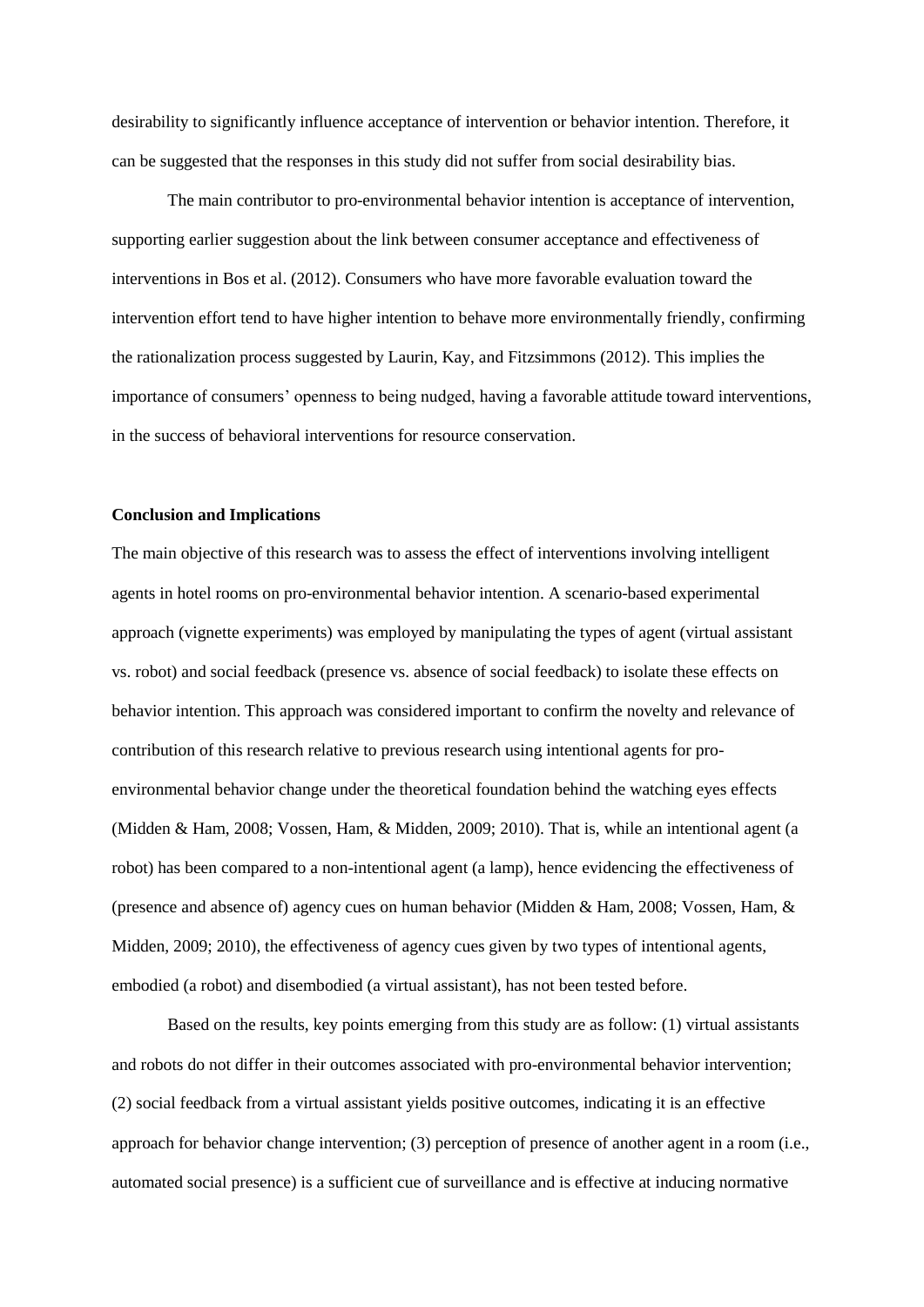desirability to significantly influence acceptance of intervention or behavior intention. Therefore, it can be suggested that the responses in this study did not suffer from social desirability bias.

The main contributor to pro-environmental behavior intention is acceptance of intervention, supporting earlier suggestion about the link between consumer acceptance and effectiveness of interventions in Bos et al. (2012). Consumers who have more favorable evaluation toward the intervention effort tend to have higher intention to behave more environmentally friendly, confirming the rationalization process suggested by Laurin, Kay, and Fitzsimmons (2012). This implies the importance of consumers' openness to being nudged, having a favorable attitude toward interventions, in the success of behavioral interventions for resource conservation.

## Conclusion and Implications

The main objective of this research was to assess the effect of interventions involving intelligent agents in hotel rooms on pro-environmental behavior intention. A scenario-based experimental approach (vignette experiments) was employed by manipulating the types of agent (virtual assistant vs. robot) and social feedback (presence vs. absence of social feedback) to isolate these effects on behavior intention. This approach was considered important to confirm the novelty and relevance of contribution of this research relative to previous research using intentional agents for pro-environmental behavior change under the theoretical foundation behind the watching eyes effects (Midden & Ham, 2008; Vossen, Ham, & Midden, 2009; 2010). That is, while an intentional agent (a robot) has been compared to a non-intentional agent (a lamp), hence evidencing the effectiveness of (presence and absence of) agency cues on human behavior (Midden & Ham, 2008; Vossen, Ham, & Midden, 2009; 2010), the effectiveness of agency cues given by two types of intentional agents, embodied (a robot) and disembodied (a virtual assistant), has not been tested before.

Based on the results, key points emerging from this study are as follow: (1) virtual assistants and robots do not differ in their outcomes associated with pro-environmental behavior intervention; (2) social feedback from a virtual assistant yields positive outcomes, indicating it is an effective approach for behavior change intervention; (3) perception of presence of another agent in a room (i.e., automated social presence) is a sufficient cue of surveillance and is effective at inducing normative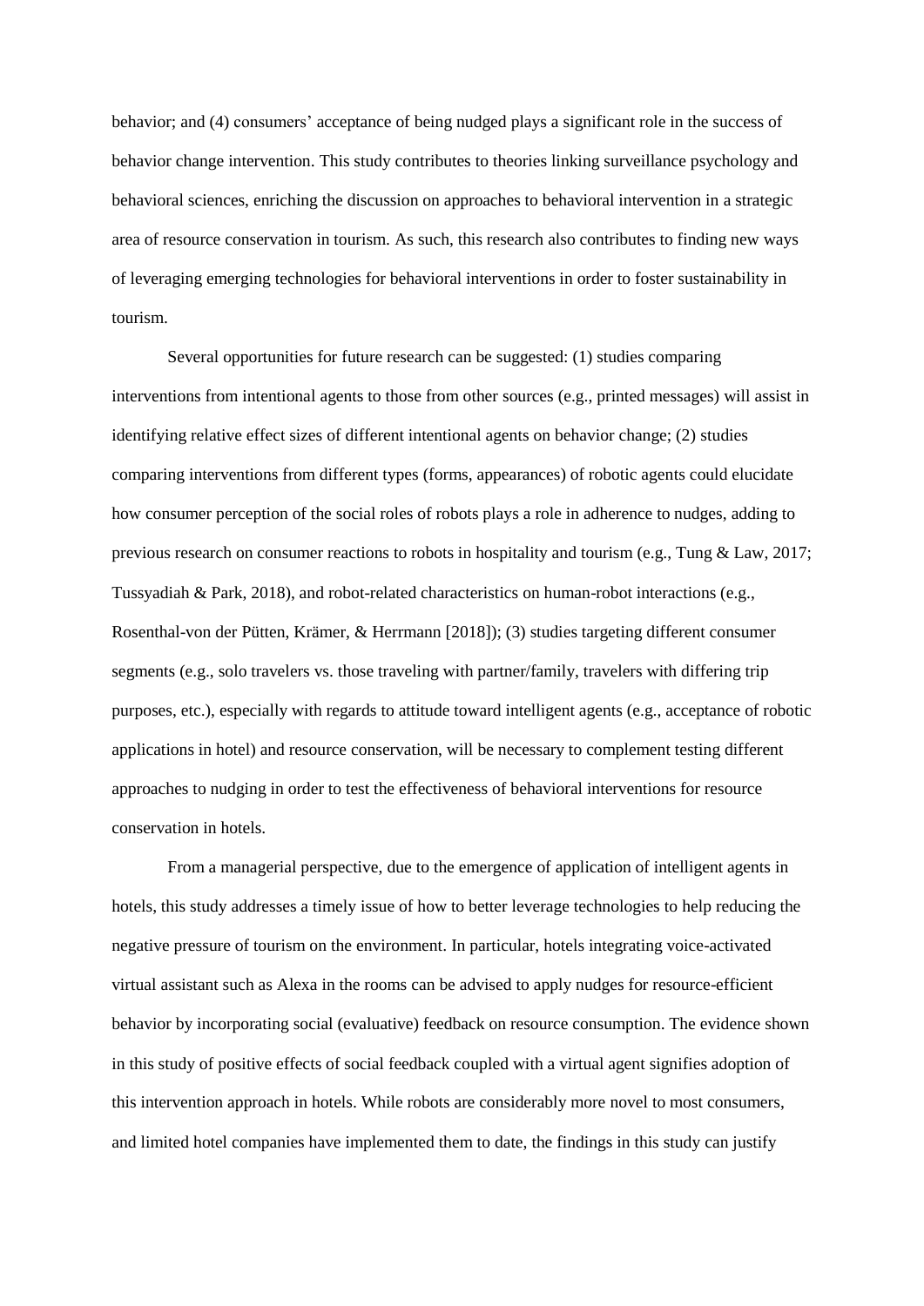behavior; and (4) consumers' acceptance of being nudged plays a significant role in the success of behavior change intervention. This study contributes to theories linking surveillance psychology and behavioral sciences, enriching the discussion on approaches to behavioral intervention in a strategic area of resource conservation in tourism. As such, this research also contributes to finding new ways of leveraging emerging technologies for behavioral interventions in order to foster sustainability in tourism.

Several opportunities for future research can be suggested: (1) studies comparing interventions from intentional agents to those from other sources (e.g., printed messages) will assist in identifying relative effect sizes of different intentional agents on behavior change; (2) studies comparing interventions from different types (forms, appearances) of robotic agents could elucidate how consumer perception of the social roles of robots plays a role in adherence to nudges, adding to previous research on consumer reactions to robots in hospitality and tourism (e.g., Tung & Law, 2017; Tussyadiah & Park, 2018), and robot-related characteristics on human-robot interactions (e.g., Rosenthal-von der Pütten, Krämer, & Herrmann [2018]); (3) studies targeting different consumer segments (e.g., solo travelers vs. those traveling with partner/family, travelers with differing trip purposes, etc.), especially with regards to attitude toward intelligent agents (e.g., acceptance of robotic applications in hotel) and resource conservation, will be necessary to complement testing different approaches to nudging in order to test the effectiveness of behavioral interventions for resource conservation in hotels.

From a managerial perspective, due to the emergence of application of intelligent agents in hotels, this study addresses a timely issue of how to better leverage technologies to help reducing the negative pressure of tourism on the environment. In particular, hotels integrating voice-activated virtual assistant such as Alexa in the rooms can be advised to apply nudges for resource-efficient behavior by incorporating social (evaluative) feedback on resource consumption. The evidence shown in this study of positive effects of social feedback coupled with a virtual agent signifies adoption of this intervention approach in hotels. While robots are considerably more novel to most consumers, and limited hotel companies have implemented them to date, the findings in this study can justify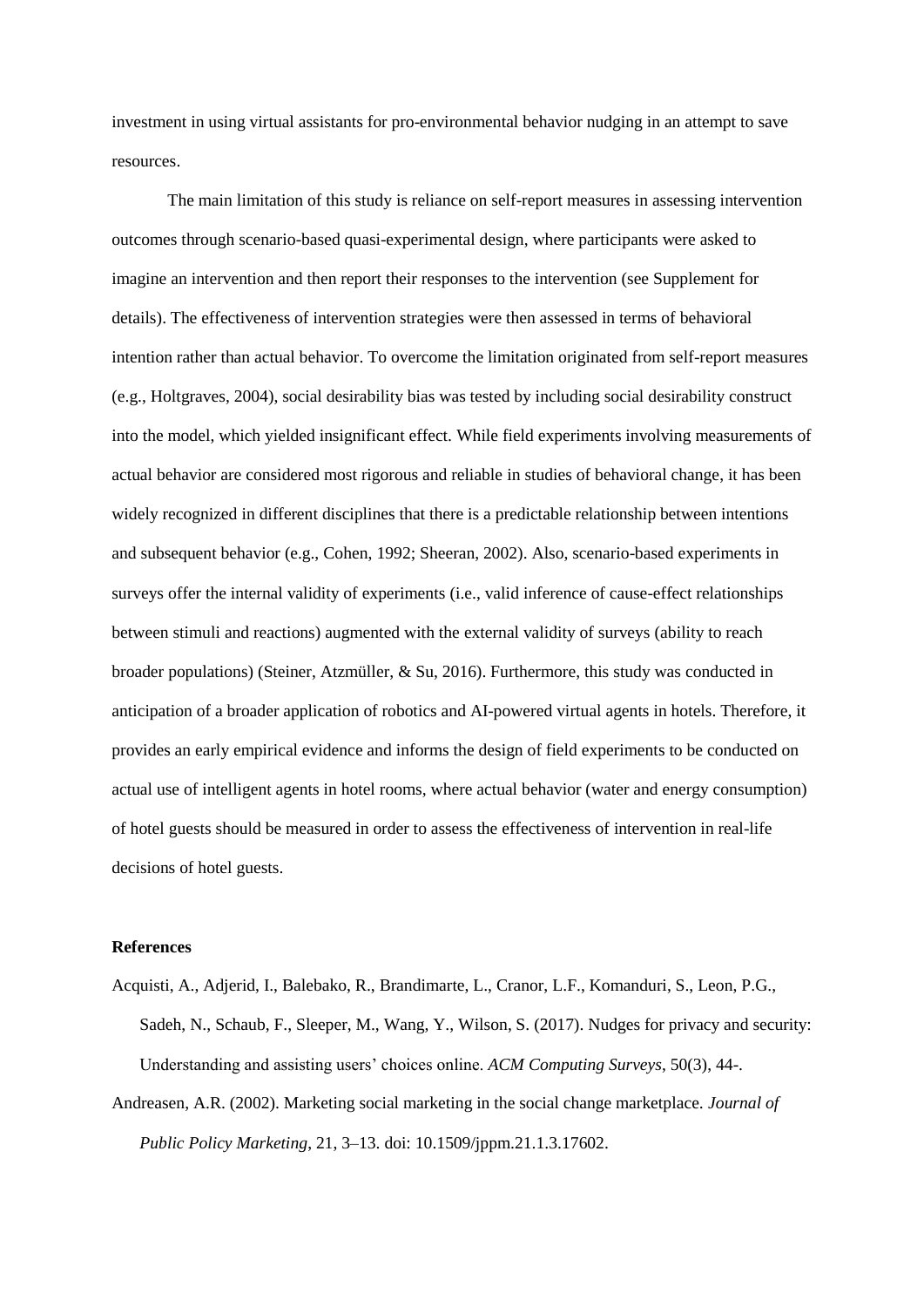investment in using virtual assistants for pro-environmental behavior nudging in an attempt to save resources.

The main limitation of this study is reliance on self-report measures in assessing intervention outcomes through scenario-based quasi-experimental design, where participants were asked to imagine an intervention and then report their responses to the intervention (see Supplement for details). The effectiveness of intervention strategies were then assessed in terms of behavioral intention rather than actual behavior. To overcome the limitation originated from self-report measures (e.g., Holtgraves, 2004), social desirability bias was tested by including social desirability construct into the model, which yielded insignificant effect. While field experiments involving measurements of actual behavior are considered most rigorous and reliable in studies of behavioral change, it has been widely recognized in different disciplines that there is a predictable relationship between intentions and subsequent behavior (e.g., Cohen, 1992; Sheeran, 2002). Also, scenario-based experiments in surveys offer the internal validity of experiments (i.e., valid inference of cause-effect relationships between stimuli and reactions) augmented with the external validity of surveys (ability to reach broader populations) (Steiner, Atzmüller, & Su, 2016). Furthermore, this study was conducted in anticipation of a broader application of robotics and AI-powered virtual agents in hotels. Therefore, it provides an early empirical evidence and informs the design of field experiments to be conducted on actual use of intelligent agents in hotel rooms, where actual behavior (water and energy consumption) of hotel guests should be measured in order to assess the effectiveness of intervention in real-life decisions of hotel guests.

**References**

Acquisti, A., Adjerid, I., Balebako, R., Brandimarte, L., Cranor, L.F., Komanduri, S., Leon, P.G., Sadeh, N., Schaub, F., Sleeper, M., Wang, Y., Wilson, S. (2017). Nudges for privacy and security: Understanding and assisting users' choices online. *ACM Computing Surveys*, 50(3), 44-.

Andreasen, A.R. (2002). Marketing social marketing in the social change marketplace. *Journal of Public Policy Marketing*, 21, 3–13. doi: 10.1509/jppm.21.1.3.17602.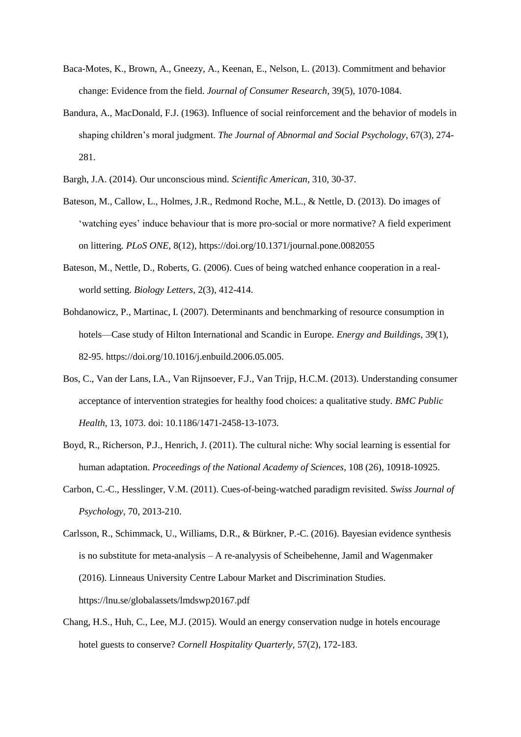Baca-Motes, K., Brown, A., Gneezy, A., Keenan, E., Nelson, L. (2013). Commitment and behavior change: Evidence from the field. *Journal of Consumer Research*, 39(5), 1070-1084.

Bandura, A., MacDonald, F.J. (1963). Influence of social reinforcement and the behavior of models in shaping children's moral judgment. *The Journal of Abnormal and Social Psychology*, 67(3), 274-281.

Bargh, J.A. (2014). Our unconscious mind. *Scientific American*, 310, 30-37.

Bateson, M., Callow, L., Holmes, J.R., Redmond Roche, M.L., & Nettle, D. (2013). Do images of 'watching eyes' induce behaviour that is more pro-social or more normative? A field experiment on littering. *PLoS ONE*, 8(12), https://doi.org/10.1371/journal.pone.0082055

Bateson, M., Nettle, D., Roberts, G. (2006). Cues of being watched enhance cooperation in a real-world setting. *Biology Letters*, 2(3), 412-414.

Bohdanowicz, P., Martinac, I. (2007). Determinants and benchmarking of resource consumption in hotels—Case study of Hilton International and Scandic in Europe. *Energy and Buildings*, 39(1), 82-95. https://doi.org/10.1016/j.enbuild.2006.05.005.

Bos, C., Van der Lans, I.A., Van Rijnsoever, F.J., Van Trijp, H.C.M. (2013). Understanding consumer acceptance of intervention strategies for healthy food choices: a qualitative study. *BMC Public Health*, 13, 1073. doi: 10.1186/1471-2458-13-1073.

Boyd, R., Richerson, P.J., Henrich, J. (2011). The cultural niche: Why social learning is essential for human adaptation. *Proceedings of the National Academy of Sciences*, 108 (26), 10918-10925.

Carbon, C.-C., Hesslinger, V.M. (2011). Cues-of-being-watched paradigm revisited. *Swiss Journal of Psychology*, 70, 2013-210.

Carlsson, R., Schimmack, U., Williams, D.R., & Bürkner, P.-C. (2016). Bayesian evidence synthesis is no substitute for meta-analysis – A re-analyysis of Scheibehenne, Jamil and Wagenmaker (2016). Linneaus University Centre Labour Market and Discrimination Studies. https://lnu.se/globalassets/lmdswp20167.pdf

Chang, H.S., Huh, C., Lee, M.J. (2015). Would an energy conservation nudge in hotels encourage hotel guests to conserve? *Cornell Hospitality Quarterly*, 57(2), 172-183.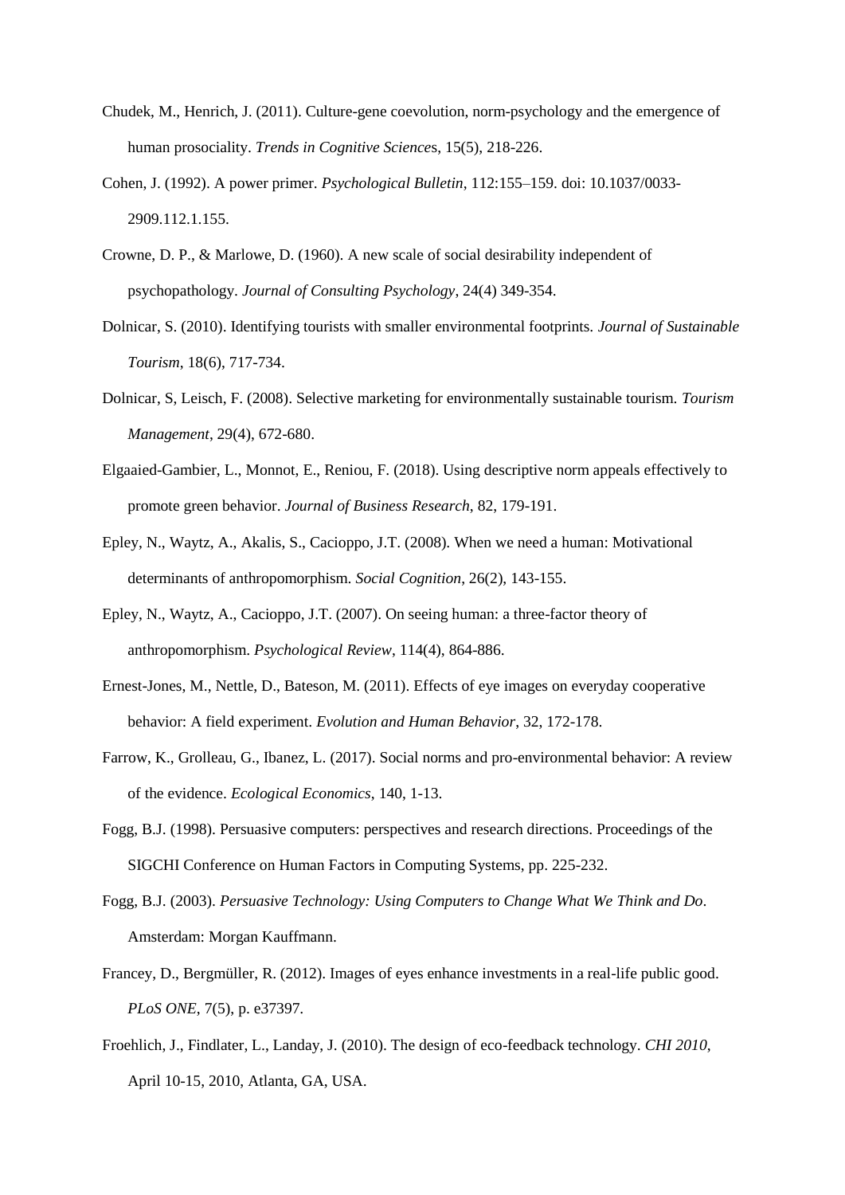Chudek, M., Henrich, J. (2011). Culture-gene coevolution, norm-psychology and the emergence of human prosociality. *Trends in Cognitive Science*s, 15(5), 218-226.

Cohen, J. (1992). A power primer. *Psychological Bulletin*, 112:155–159. doi: 10.1037/0033-2909.112.1.155.

Crowne, D. P., & Marlowe, D. (1960). A new scale of social desirability independent of psychopathology. *Journal of Consulting Psychology*, 24(4) 349-354.

Dolnicar, S. (2010). Identifying tourists with smaller environmental footprints. *Journal of Sustainable Tourism*, 18(6), 717-734.

Dolnicar, S, Leisch, F. (2008). Selective marketing for environmentally sustainable tourism. *Tourism Management*, 29(4), 672-680.

Elgaaied-Gambier, L., Monnot, E., Reniou, F. (2018). Using descriptive norm appeals effectively to promote green behavior. *Journal of Business Research*, 82, 179-191.

Epley, N., Waytz, A., Akalis, S., Cacioppo, J.T. (2008). When we need a human: Motivational determinants of anthropomorphism. *Social Cognition*, 26(2), 143-155.

Epley, N., Waytz, A., Cacioppo, J.T. (2007). On seeing human: a three-factor theory of anthropomorphism. *Psychological Review*, 114(4), 864-886.

Ernest-Jones, M., Nettle, D., Bateson, M. (2011). Effects of eye images on everyday cooperative behavior: A field experiment. *Evolution and Human Behavior*, 32, 172-178.

Farrow, K., Grolleau, G., Ibanez, L. (2017). Social norms and pro-environmental behavior: A review of the evidence. *Ecological Economics*, 140, 1-13.

Fogg, B.J. (1998). Persuasive computers: perspectives and research directions. Proceedings of the SIGCHI Conference on Human Factors in Computing Systems, pp. 225-232.

Fogg, B.J. (2003). *Persuasive Technology: Using Computers to Change What We Think and Do*. Amsterdam: Morgan Kauffmann.

Francey, D., Bergmüller, R. (2012). Images of eyes enhance investments in a real-life public good. *PLoS ONE*, 7(5), p. e37397.

Froehlich, J., Findlater, L., Landay, J. (2010). The design of eco-feedback technology. *CHI 2010*, April 10-15, 2010, Atlanta, GA, USA.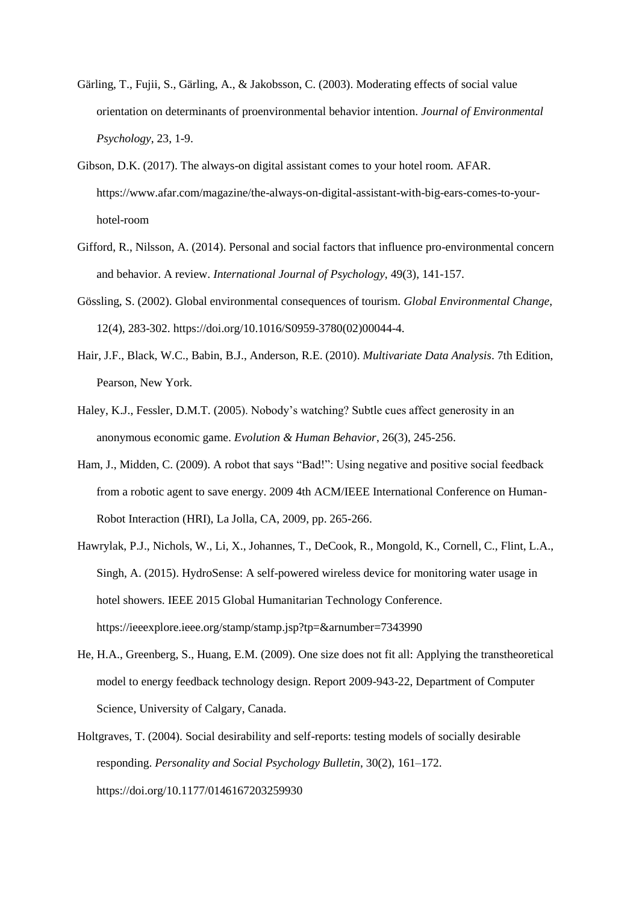Gärling, T., Fujii, S., Gärling, A., & Jakobsson, C. (2003). Moderating effects of social value orientation on determinants of proenvironmental behavior intention. *Journal of Environmental Psychology*, 23, 1-9.

Gibson, D.K. (2017). The always-on digital assistant comes to your hotel room. AFAR. https://www.afar.com/magazine/the-always-on-digital-assistant-with-big-ears-comes-to-your-hotel-room

Gifford, R., Nilsson, A. (2014). Personal and social factors that influence pro-environmental concern and behavior. A review. *International Journal of Psychology*, 49(3), 141-157.

Gössling, S. (2002). Global environmental consequences of tourism. *Global Environmental Change*, 12(4), 283-302. https://doi.org/10.1016/S0959-3780(02)00044-4.

Hair, J.F., Black, W.C., Babin, B.J., Anderson, R.E. (2010). *Multivariate Data Analysis*. 7th Edition, Pearson, New York.

Haley, K.J., Fessler, D.M.T. (2005). Nobody's watching? Subtle cues affect generosity in an anonymous economic game. *Evolution & Human Behavior*, 26(3), 245-256.

Ham, J., Midden, C. (2009). A robot that says "Bad!": Using negative and positive social feedback from a robotic agent to save energy. 2009 4th ACM/IEEE International Conference on Human-Robot Interaction (HRI), La Jolla, CA, 2009, pp. 265-266.

Hawrylak, P.J., Nichols, W., Li, X., Johannes, T., DeCook, R., Mongold, K., Cornell, C., Flint, L.A., Singh, A. (2015). HydroSense: A self-powered wireless device for monitoring water usage in hotel showers. IEEE 2015 Global Humanitarian Technology Conference. https://ieeexplore.ieee.org/stamp/stamp.jsp?tp=&arnumber=7343990

He, H.A., Greenberg, S., Huang, E.M. (2009). One size does not fit all: Applying the transtheoretical model to energy feedback technology design. Report 2009-943-22, Department of Computer Science, University of Calgary, Canada.

Holtgraves, T. (2004). Social desirability and self-reports: testing models of socially desirable responding. *Personality and Social Psychology Bulletin*, 30(2), 161–172. https://doi.org/10.1177/0146167203259930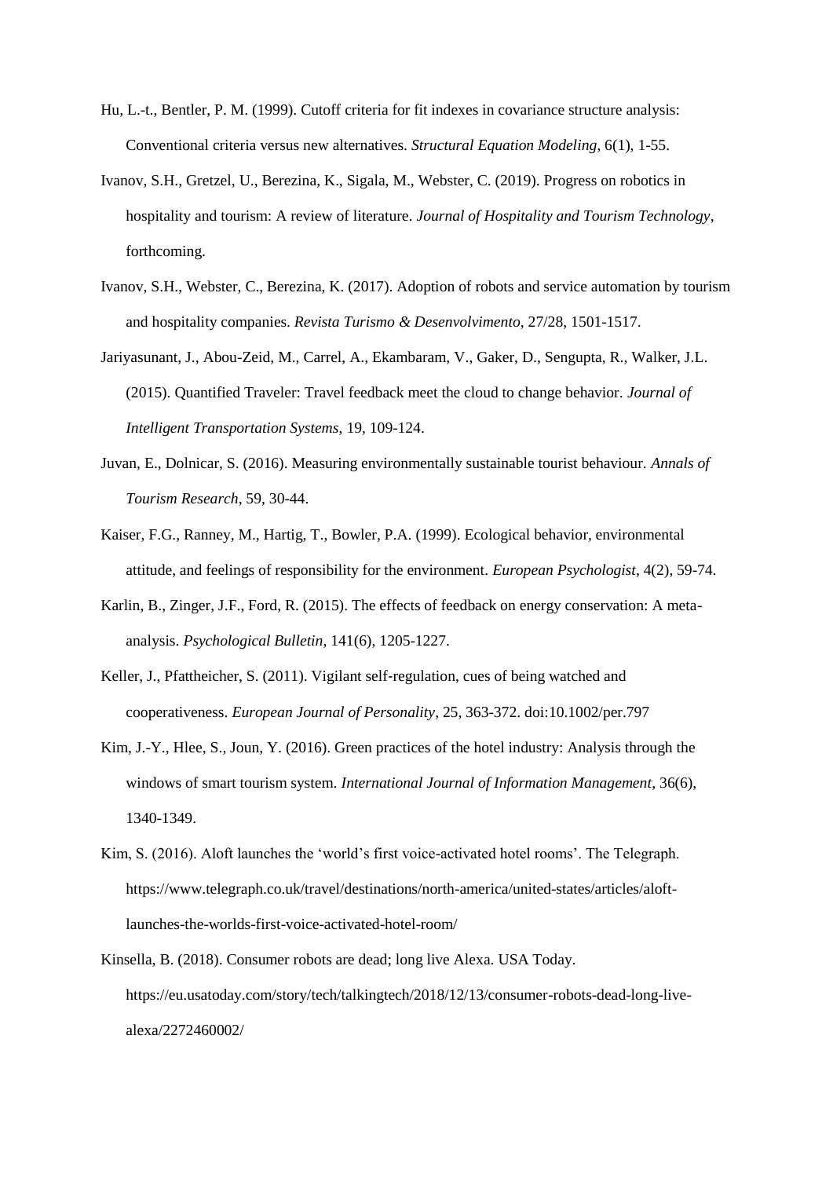Hu, L.-t., Bentler, P. M. (1999). Cutoff criteria for fit indexes in covariance structure analysis: Conventional criteria versus new alternatives. *Structural Equation Modeling*, 6(1), 1-55.

Ivanov, S.H., Gretzel, U., Berezina, K., Sigala, M., Webster, C. (2019). Progress on robotics in hospitality and tourism: A review of literature. *Journal of Hospitality and Tourism Technology*, forthcoming.

Ivanov, S.H., Webster, C., Berezina, K. (2017). Adoption of robots and service automation by tourism and hospitality companies. *Revista Turismo & Desenvolvimento*, 27/28, 1501-1517.

Jariyasunant, J., Abou-Zeid, M., Carrel, A., Ekambaram, V., Gaker, D., Sengupta, R., Walker, J.L. (2015). Quantified Traveler: Travel feedback meet the cloud to change behavior. *Journal of Intelligent Transportation Systems*, 19, 109-124.

Juvan, E., Dolnicar, S. (2016). Measuring environmentally sustainable tourist behaviour. *Annals of Tourism Research*, 59, 30-44.

Kaiser, F.G., Ranney, M., Hartig, T., Bowler, P.A. (1999). Ecological behavior, environmental attitude, and feelings of responsibility for the environment. *European Psychologist*, 4(2), 59-74.

Karlin, B., Zinger, J.F., Ford, R. (2015). The effects of feedback on energy conservation: A meta-analysis. *Psychological Bulletin*, 141(6), 1205-1227.

Keller, J., Pfattheicher, S. (2011). Vigilant self-regulation, cues of being watched and cooperativeness. *European Journal of Personality*, 25, 363-372. doi:10.1002/per.797

Kim, J.-Y., Hlee, S., Joun, Y. (2016). Green practices of the hotel industry: Analysis through the windows of smart tourism system. *International Journal of Information Management*, 36(6), 1340-1349.

Kim, S. (2016). Aloft launches the 'world's first voice-activated hotel rooms'. The Telegraph. https://www.telegraph.co.uk/travel/destinations/north-america/united-states/articles/aloft-launches-the-worlds-first-voice-activated-hotel-room/

Kinsella, B. (2018). Consumer robots are dead; long live Alexa. USA Today. https://eu.usatoday.com/story/tech/talkingtech/2018/12/13/consumer-robots-dead-long-live-alexa/2272460002/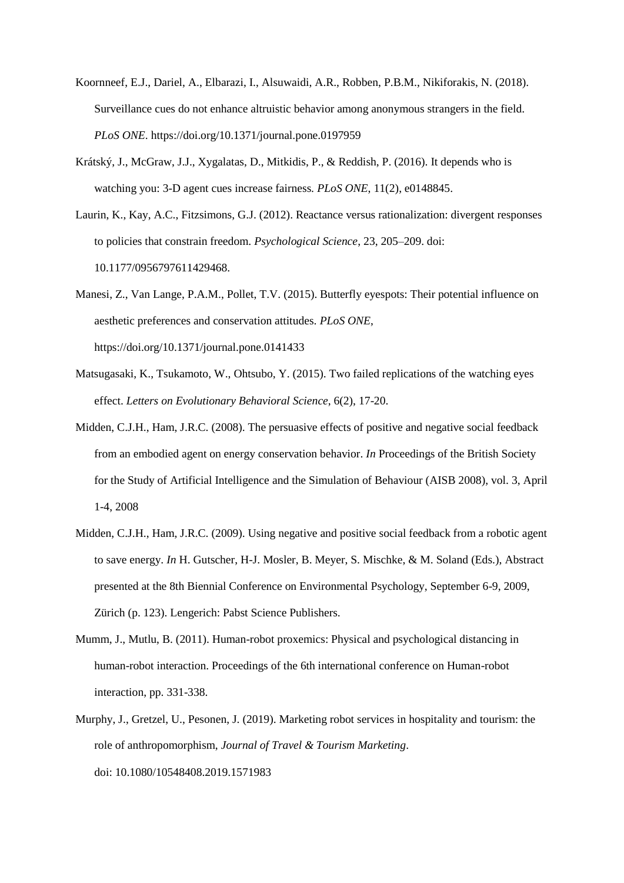Koornneef, E.J., Dariel, A., Elbarazi, I., Alsuwaidi, A.R., Robben, P.B.M., Nikiforakis, N. (2018). Surveillance cues do not enhance altruistic behavior among anonymous strangers in the field. *PLoS ONE*. https://doi.org/10.1371/journal.pone.0197959

Krátský, J., McGraw, J.J., Xygalatas, D., Mitkidis, P., & Reddish, P. (2016). It depends who is watching you: 3-D agent cues increase fairness. *PLoS ONE*, 11(2), e0148845.

Laurin, K., Kay, A.C., Fitzsimons, G.J. (2012). Reactance versus rationalization: divergent responses to policies that constrain freedom. *Psychological Science*, 23, 205–209. doi: 10.1177/0956797611429468.

Manesi, Z., Van Lange, P.A.M., Pollet, T.V. (2015). Butterfly eyespots: Their potential influence on aesthetic preferences and conservation attitudes. *PLoS ONE*, https://doi.org/10.1371/journal.pone.0141433

Matsugasaki, K., Tsukamoto, W., Ohtsubo, Y. (2015). Two failed replications of the watching eyes effect. *Letters on Evolutionary Behavioral Science*, 6(2), 17-20.

Midden, C.J.H., Ham, J.R.C. (2008). The persuasive effects of positive and negative social feedback from an embodied agent on energy conservation behavior. *In* Proceedings of the British Society for the Study of Artificial Intelligence and the Simulation of Behaviour (AISB 2008), vol. 3, April 1-4, 2008

Midden, C.J.H., Ham, J.R.C. (2009). Using negative and positive social feedback from a robotic agent to save energy. *In* H. Gutscher, H-J. Mosler, B. Meyer, S. Mischke, & M. Soland (Eds.), Abstract presented at the 8th Biennial Conference on Environmental Psychology, September 6-9, 2009, Zürich (p. 123). Lengerich: Pabst Science Publishers.

Mumm, J., Mutlu, B. (2011). Human-robot proxemics: Physical and psychological distancing in human-robot interaction. Proceedings of the 6th international conference on Human-robot interaction, pp. 331-338.

Murphy, J., Gretzel, U., Pesonen, J. (2019). Marketing robot services in hospitality and tourism: the role of anthropomorphism, *Journal of Travel & Tourism Marketing*. doi: 10.1080/10548408.2019.1571983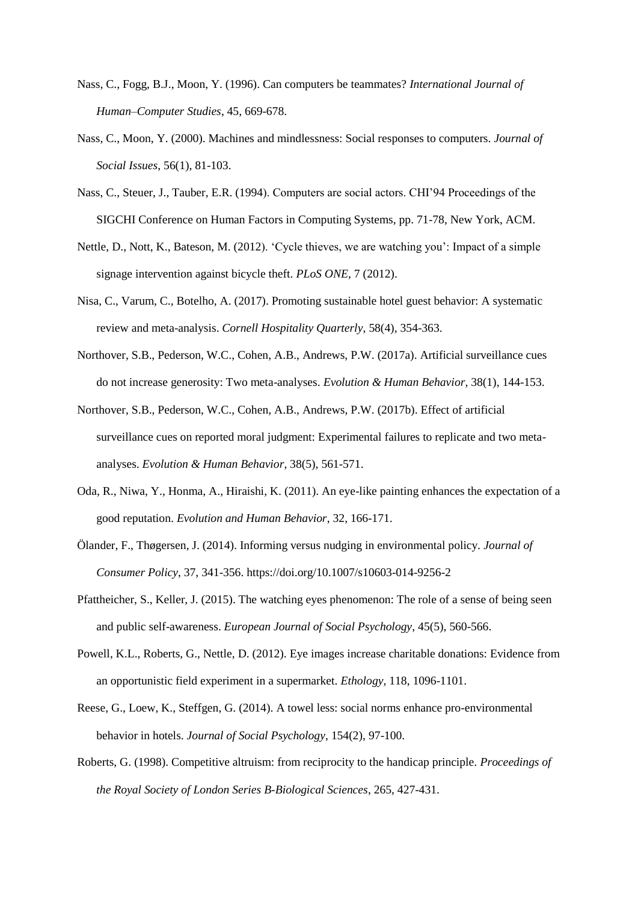Nass, C., Fogg, B.J., Moon, Y. (1996). Can computers be teammates? *International Journal of Human–Computer Studies*, 45, 669-678.

Nass, C., Moon, Y. (2000). Machines and mindlessness: Social responses to computers. *Journal of Social Issues*, 56(1), 81-103.

Nass, C., Steuer, J., Tauber, E.R. (1994). Computers are social actors. CHI'94 Proceedings of the SIGCHI Conference on Human Factors in Computing Systems, pp. 71-78, New York, ACM.

Nettle, D., Nott, K., Bateson, M. (2012). 'Cycle thieves, we are watching you': Impact of a simple signage intervention against bicycle theft. *PLoS ONE*, 7 (2012).

Nisa, C., Varum, C., Botelho, A. (2017). Promoting sustainable hotel guest behavior: A systematic review and meta-analysis. *Cornell Hospitality Quarterly*, 58(4), 354-363.

Northover, S.B., Pederson, W.C., Cohen, A.B., Andrews, P.W. (2017a). Artificial surveillance cues do not increase generosity: Two meta-analyses. *Evolution & Human Behavior*, 38(1), 144-153.

Northover, S.B., Pederson, W.C., Cohen, A.B., Andrews, P.W. (2017b). Effect of artificial surveillance cues on reported moral judgment: Experimental failures to replicate and two meta-analyses. *Evolution & Human Behavior*, 38(5), 561-571.

Oda, R., Niwa, Y., Honma, A., Hiraishi, K. (2011). An eye-like painting enhances the expectation of a good reputation. *Evolution and Human Behavior*, 32, 166-171.

Ölander, F., Thøgersen, J. (2014). Informing versus nudging in environmental policy. *Journal of Consumer Policy*, 37, 341-356. https://doi.org/10.1007/s10603-014-9256-2

Pfattheicher, S., Keller, J. (2015). The watching eyes phenomenon: The role of a sense of being seen and public self-awareness. *European Journal of Social Psychology*, 45(5), 560-566.

Powell, K.L., Roberts, G., Nettle, D. (2012). Eye images increase charitable donations: Evidence from an opportunistic field experiment in a supermarket. *Ethology*, 118, 1096-1101.

Reese, G., Loew, K., Steffgen, G. (2014). A towel less: social norms enhance pro-environmental behavior in hotels. *Journal of Social Psychology*, 154(2), 97-100.

Roberts, G. (1998). Competitive altruism: from reciprocity to the handicap principle. *Proceedings of the Royal Society of London Series B-Biological Sciences*, 265, 427-431.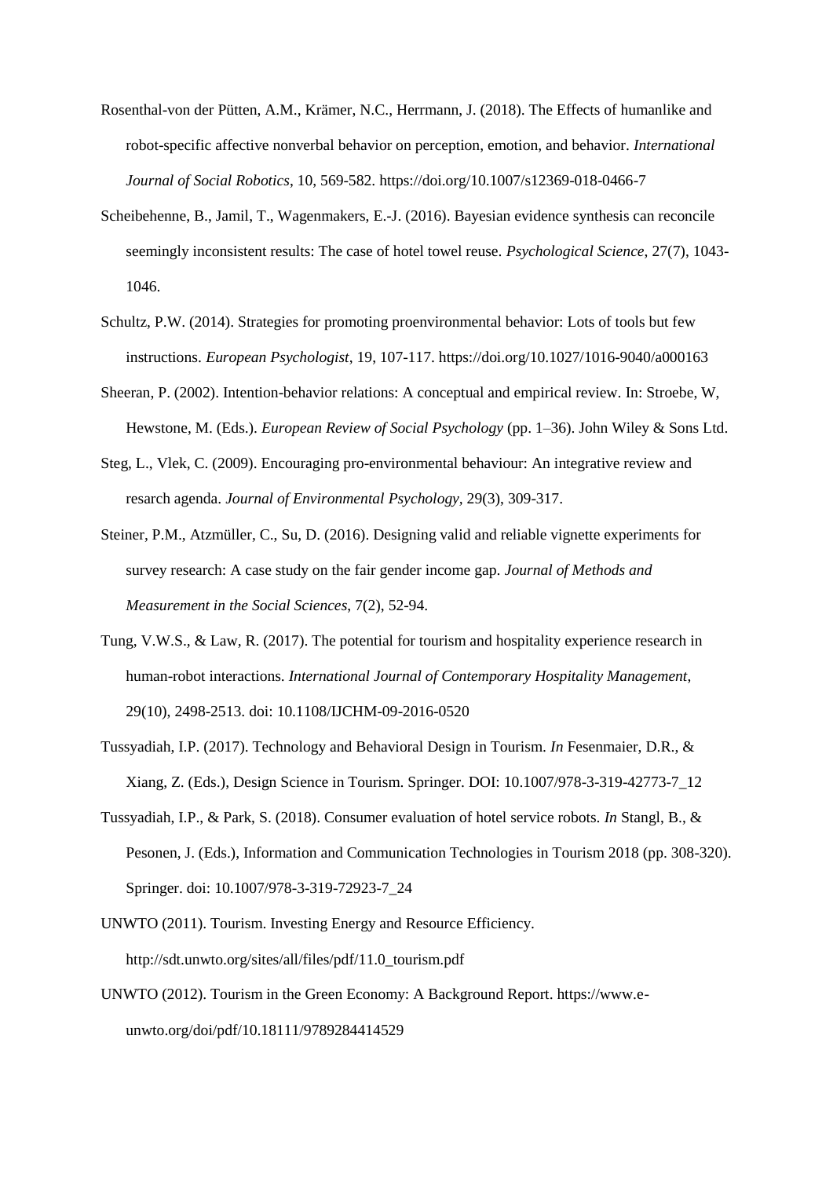Rosenthal-von der Pütten, A.M., Krämer, N.C., Herrmann, J. (2018). The Effects of humanlike and robot-specific affective nonverbal behavior on perception, emotion, and behavior. *International Journal of Social Robotics*, 10, 569-582. https://doi.org/10.1007/s12369-018-0466-7

Scheibehenne, B., Jamil, T., Wagenmakers, E.-J. (2016). Bayesian evidence synthesis can reconcile seemingly inconsistent results: The case of hotel towel reuse. *Psychological Science*, 27(7), 1043-1046.

Schultz, P.W. (2014). Strategies for promoting proenvironmental behavior: Lots of tools but few instructions. *European Psychologist*, 19, 107-117. https://doi.org/10.1027/1016-9040/a000163

Sheeran, P. (2002). Intention-behavior relations: A conceptual and empirical review. In: Stroebe, W, Hewstone, M. (Eds.). *European Review of Social Psychology* (pp. 1–36). John Wiley & Sons Ltd.

Steg, L., Vlek, C. (2009). Encouraging pro-environmental behaviour: An integrative review and resarch agenda. *Journal of Environmental Psychology*, 29(3), 309-317.

Steiner, P.M., Atzmüller, C., Su, D. (2016). Designing valid and reliable vignette experiments for survey research: A case study on the fair gender income gap. *Journal of Methods and Measurement in the Social Sciences*, 7(2), 52-94.

Tung, V.W.S., & Law, R. (2017). The potential for tourism and hospitality experience research in human-robot interactions. *International Journal of Contemporary Hospitality Management*, 29(10), 2498-2513. doi: 10.1108/IJCHM-09-2016-0520

Tussyadiah, I.P. (2017). Technology and Behavioral Design in Tourism. *In* Fesenmaier, D.R., & Xiang, Z. (Eds.), Design Science in Tourism. Springer. DOI: 10.1007/978-3-319-42773-7_12

Tussyadiah, I.P., & Park, S. (2018). Consumer evaluation of hotel service robots. *In* Stangl, B., & Pesonen, J. (Eds.), Information and Communication Technologies in Tourism 2018 (pp. 308-320). Springer. doi: 10.1007/978-3-319-72923-7_24

UNWTO (2011). Tourism. Investing Energy and Resource Efficiency. http://sdt.unwto.org/sites/all/files/pdf/11.0_tourism.pdf

UNWTO (2012). Tourism in the Green Economy: A Background Report. https://www.e-unwto.org/doi/pdf/10.18111/9789284414529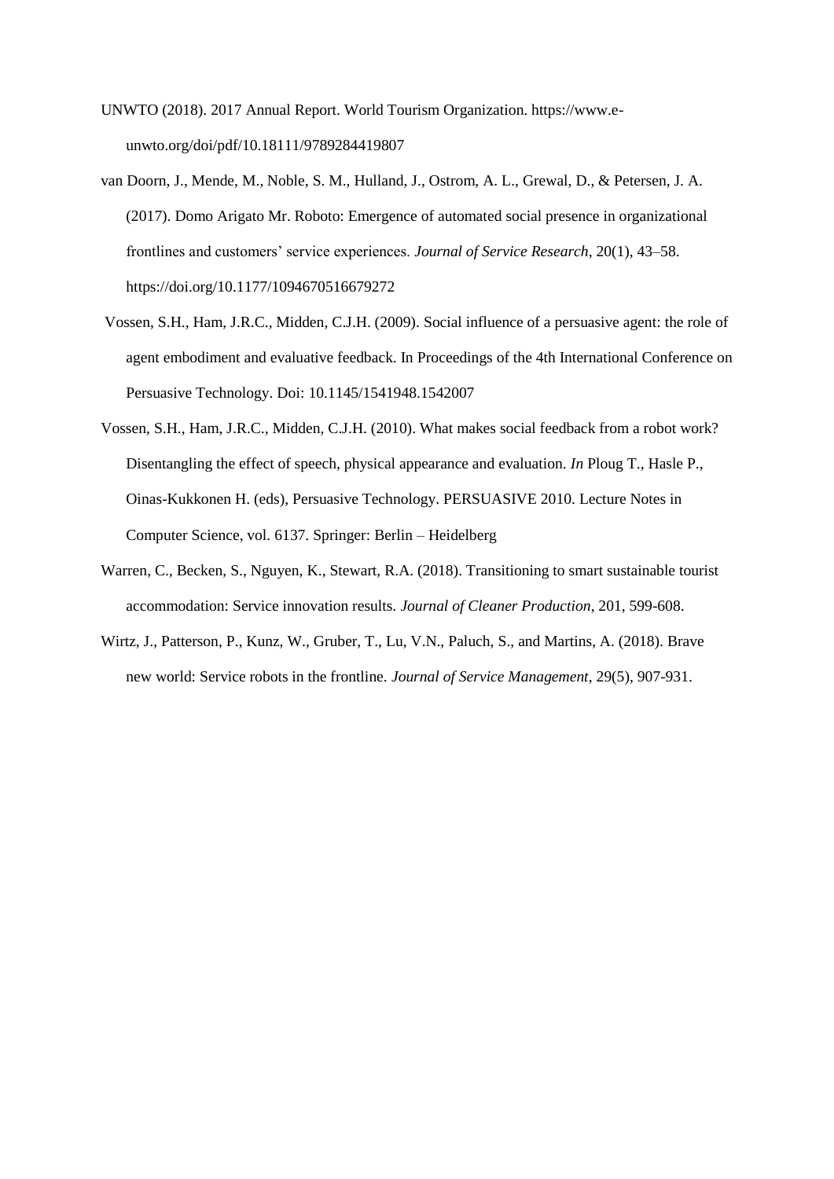UNWTO (2018). 2017 Annual Report. World Tourism Organization. https://www.e-unwto.org/doi/pdf/10.18111/9789284419807

van Doorn, J., Mende, M., Noble, S. M., Hulland, J., Ostrom, A. L., Grewal, D., & Petersen, J. A. (2017). Domo Arigato Mr. Roboto: Emergence of automated social presence in organizational frontlines and customers' service experiences. *Journal of Service Research*, 20(1), 43–58. https://doi.org/10.1177/1094670516679272

Vossen, S.H., Ham, J.R.C., Midden, C.J.H. (2009). Social influence of a persuasive agent: the role of agent embodiment and evaluative feedback. In Proceedings of the 4th International Conference on Persuasive Technology. Doi: 10.1145/1541948.1542007

Vossen, S.H., Ham, J.R.C., Midden, C.J.H. (2010). What makes social feedback from a robot work? Disentangling the effect of speech, physical appearance and evaluation. *In* Ploug T., Hasle P., Oinas-Kukkonen H. (eds), Persuasive Technology. PERSUASIVE 2010. Lecture Notes in Computer Science, vol. 6137. Springer: Berlin – Heidelberg

Warren, C., Becken, S., Nguyen, K., Stewart, R.A. (2018). Transitioning to smart sustainable tourist accommodation: Service innovation results. *Journal of Cleaner Production*, 201, 599-608.

Wirtz, J., Patterson, P., Kunz, W., Gruber, T., Lu, V.N., Paluch, S., and Martins, A. (2018). Brave new world: Service robots in the frontline. *Journal of Service Management*, 29(5), 907-931.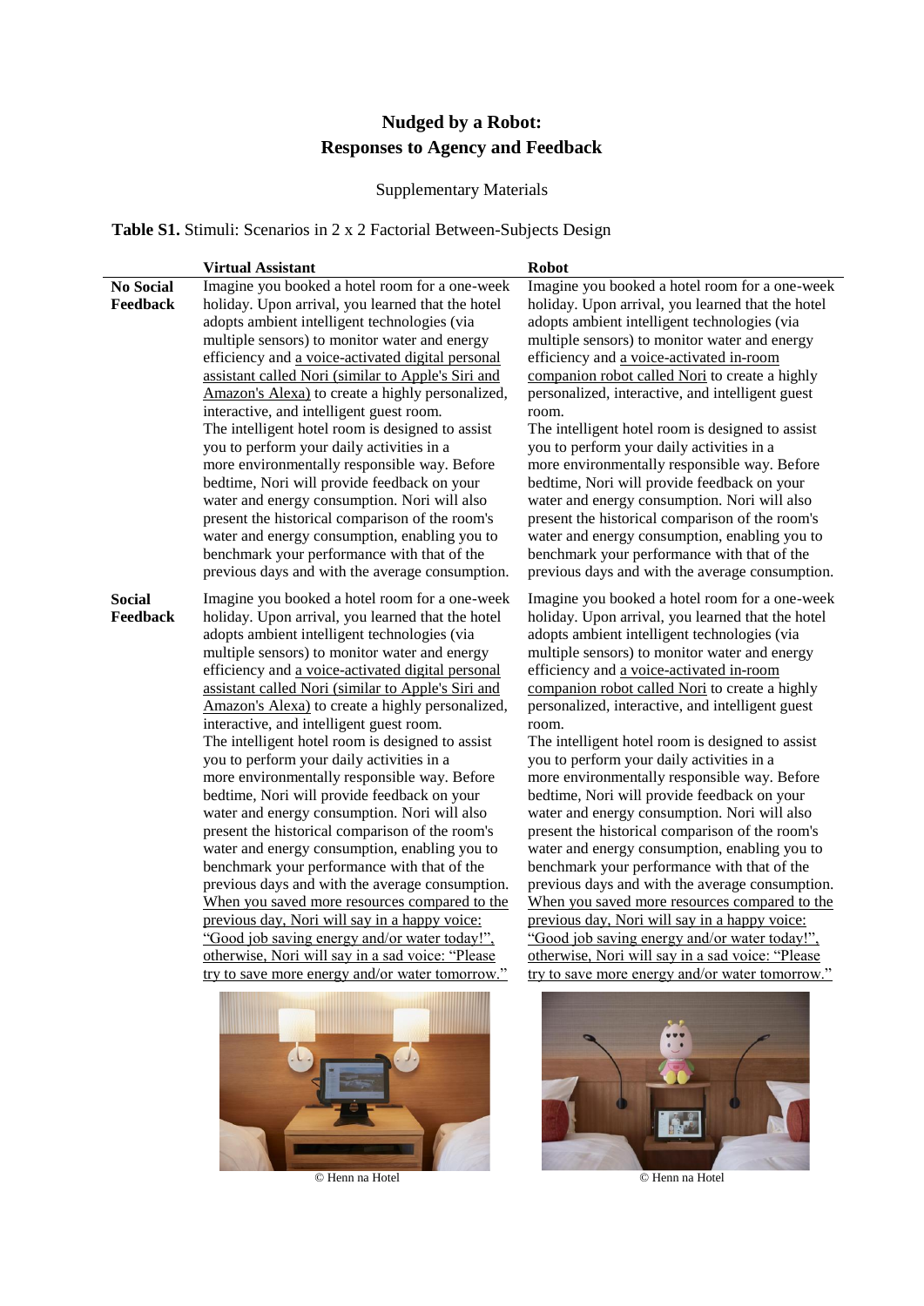# Nudged by a Robot: Responses to Agency and Feedback

Supplementary Materials

**Table S1.** Stimuli: Scenarios in 2 x 2 Factorial Between-Subjects Design

| | **Virtual Assistant** | **Robot** |
|---|---|---|
| **No Social Feedback** | Imagine you booked a hotel room for a one-week holiday. Upon arrival, you learned that the hotel adopts ambient intelligent technologies (via multiple sensors) to monitor water and energy efficiency and a voice-activated digital personal assistant called Nori (similar to Apple's Siri and Amazon's Alexa) to create a highly personalized, interactive, and intelligent guest room. The intelligent hotel room is designed to assist you to perform your daily activities in a more environmentally responsible way. Before bedtime, Nori will provide feedback on your water and energy consumption. Nori will also present the historical comparison of the room's water and energy consumption, enabling you to benchmark your performance with that of the previous days and with the average consumption. | Imagine you booked a hotel room for a one-week holiday. Upon arrival, you learned that the hotel adopts ambient intelligent technologies (via multiple sensors) to monitor water and energy efficiency and a voice-activated in-room companion robot called Nori to create a highly personalized, interactive, and intelligent guest room. The intelligent hotel room is designed to assist you to perform your daily activities in a more environmentally responsible way. Before bedtime, Nori will provide feedback on your water and energy consumption. Nori will also present the historical comparison of the room's water and energy consumption, enabling you to benchmark your performance with that of the previous days and with the average consumption. |
| **Social Feedback** | Imagine you booked a hotel room for a one-week holiday. Upon arrival, you learned that the hotel adopts ambient intelligent technologies (via multiple sensors) to monitor water and energy efficiency and a voice-activated digital personal assistant called Nori (similar to Apple's Siri and Amazon's Alexa) to create a highly personalized, interactive, and intelligent guest room. The intelligent hotel room is designed to assist you to perform your daily activities in a more environmentally responsible way. Before bedtime, Nori will provide feedback on your water and energy consumption. Nori will also present the historical comparison of the room's water and energy consumption, enabling you to benchmark your performance with that of the previous days and with the average consumption. When you saved more resources compared to the previous day, Nori will say in a happy voice: "Good job saving energy and/or water today!", otherwise, Nori will say in a sad voice: "Please try to save more energy and/or water tomorrow." | Imagine you booked a hotel room for a one-week holiday. Upon arrival, you learned that the hotel adopts ambient intelligent technologies (via multiple sensors) to monitor water and energy efficiency and a voice-activated in-room companion robot called Nori to create a highly personalized, interactive, and intelligent guest room. The intelligent hotel room is designed to assist you to perform your daily activities in a more environmentally responsible way. Before bedtime, Nori will provide feedback on your water and energy consumption. Nori will also present the historical comparison of the room's water and energy consumption, enabling you to benchmark your performance with that of the previous days and with the average consumption. When you saved more resources compared to the previous day, Nori will say in a happy voice: "Good job saving energy and/or water today!", otherwise, Nori will say in a sad voice: "Please try to save more energy and/or water tomorrow." |
| | © Henn na Hotel | © Henn na Hotel |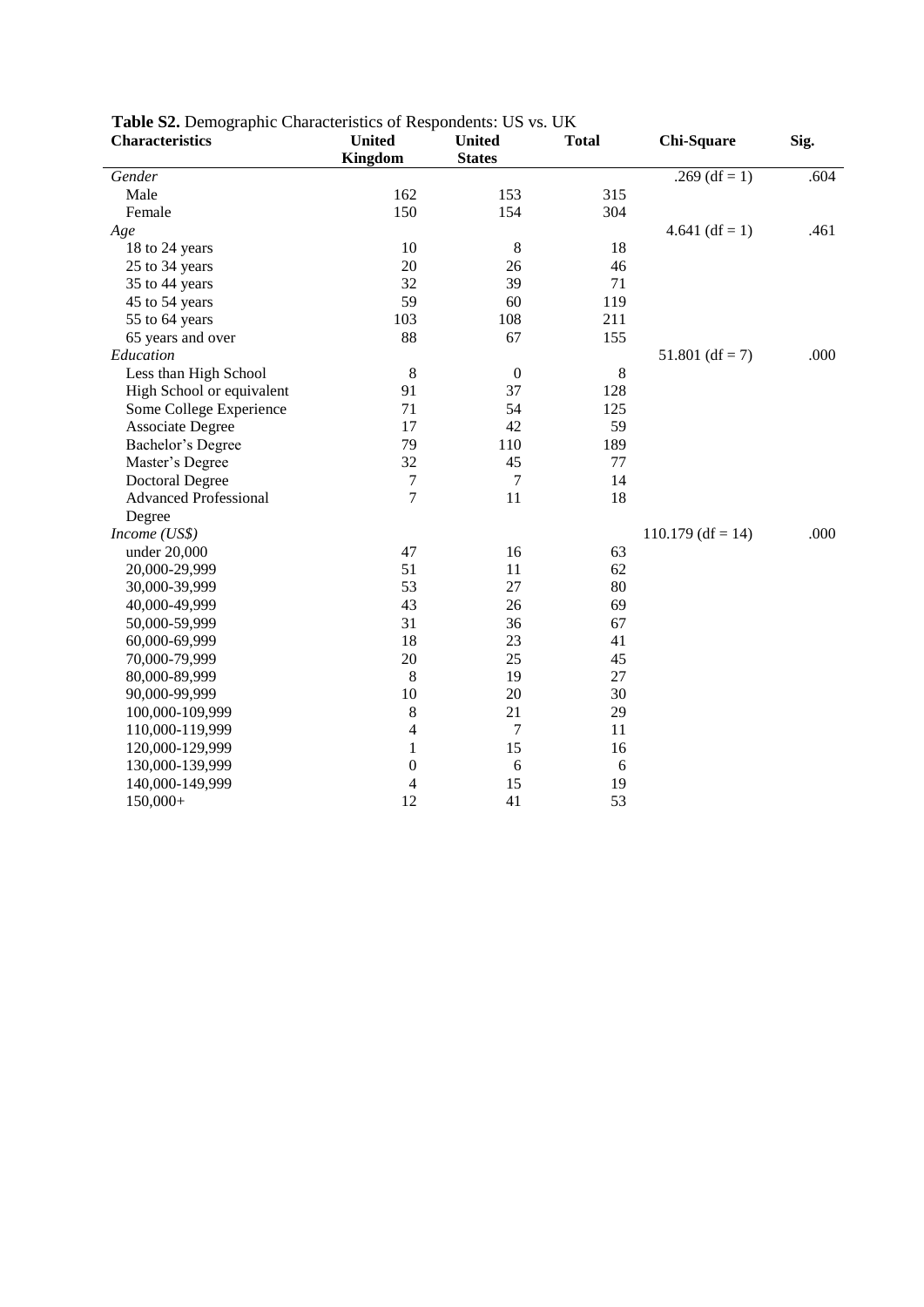**Table S2.** Demographic Characteristics of Respondents: US vs. UK

| Characteristics | United Kingdom | United States | Total | Chi-Square | Sig. |
|---|---|---|---|---|---|
| *Gender* | | | | .269 (df = 1) | .604 |
| Male | 162 | 153 | 315 | | |
| Female | 150 | 154 | 304 | | |
| *Age* | | | | 4.641 (df = 1) | .461 |
| 18 to 24 years | 10 | 8 | 18 | | |
| 25 to 34 years | 20 | 26 | 46 | | |
| 35 to 44 years | 32 | 39 | 71 | | |
| 45 to 54 years | 59 | 60 | 119 | | |
| 55 to 64 years | 103 | 108 | 211 | | |
| 65 years and over | 88 | 67 | 155 | | |
| *Education* | | | | 51.801 (df = 7) | .000 |
| Less than High School | 8 | 0 | 8 | | |
| High School or equivalent | 91 | 37 | 128 | | |
| Some College Experience | 71 | 54 | 125 | | |
| Associate Degree | 17 | 42 | 59 | | |
| Bachelor's Degree | 79 | 110 | 189 | | |
| Master's Degree | 32 | 45 | 77 | | |
| Doctoral Degree | 7 | 7 | 14 | | |
| Advanced Professional Degree | 7 | 11 | 18 | | |
| *Income (US$)* | | | | 110.179 (df = 14) | .000 |
| under 20,000 | 47 | 16 | 63 | | |
| 20,000-29,999 | 51 | 11 | 62 | | |
| 30,000-39,999 | 53 | 27 | 80 | | |
| 40,000-49,999 | 43 | 26 | 69 | | |
| 50,000-59,999 | 31 | 36 | 67 | | |
| 60,000-69,999 | 18 | 23 | 41 | | |
| 70,000-79,999 | 20 | 25 | 45 | | |
| 80,000-89,999 | 8 | 19 | 27 | | |
| 90,000-99,999 | 10 | 20 | 30 | | |
| 100,000-109,999 | 8 | 21 | 29 | | |
| 110,000-119,999 | 4 | 7 | 11 | | |
| 120,000-129,999 | 1 | 15 | 16 | | |
| 130,000-139,999 | 0 | 6 | 6 | | |
| 140,000-149,999 | 4 | 15 | 19 | | |
| 150,000+ | 12 | 41 | 53 | | |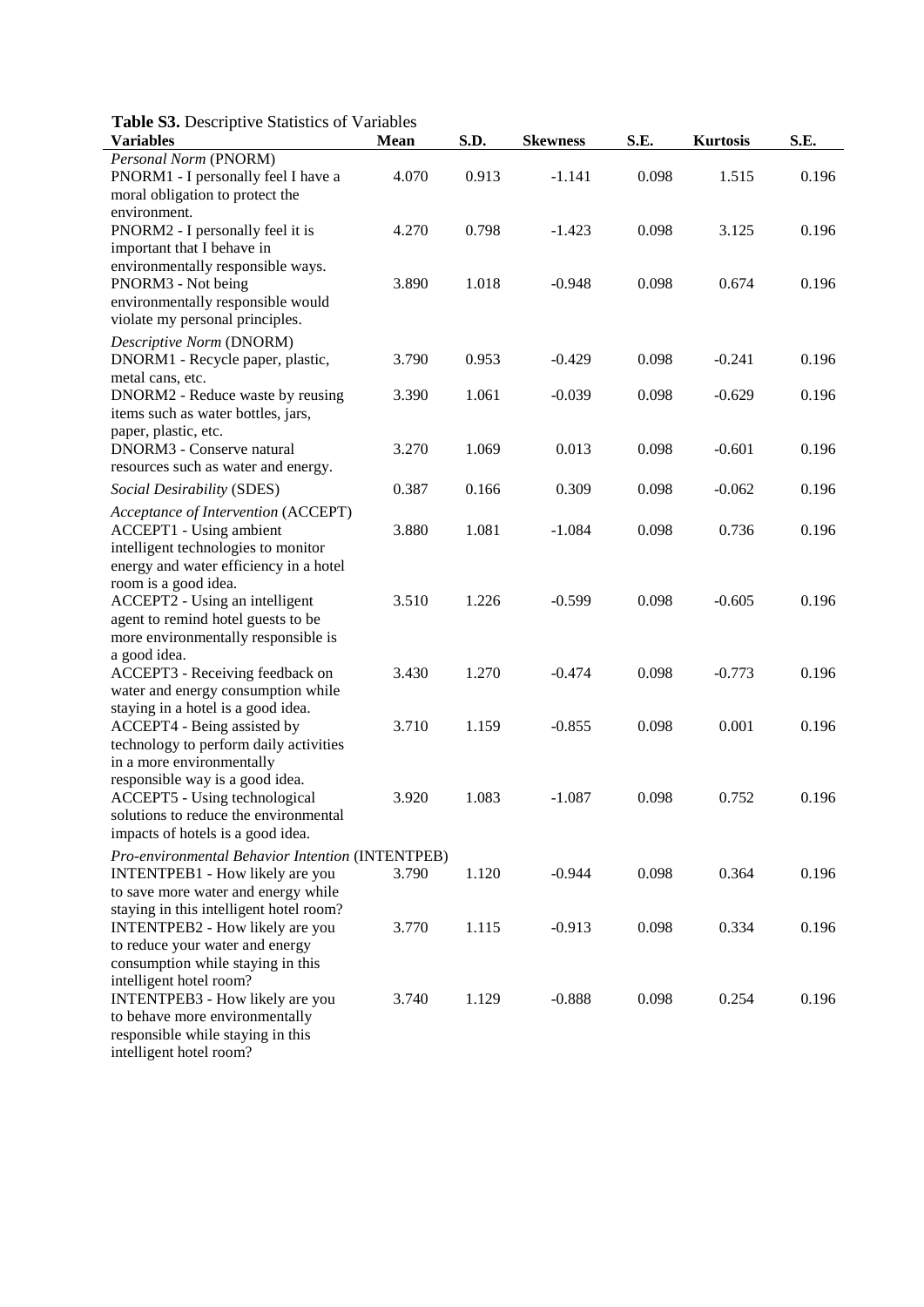**Table S3.** Descriptive Statistics of Variables

| Variables | Mean | S.D. | Skewness | S.E. | Kurtosis | S.E. |
|---|---|---|---|---|---|---|
| *Personal Norm* (PNORM) | | | | | | |
| PNORM1 - I personally feel I have a moral obligation to protect the environment. | 4.070 | 0.913 | -1.141 | 0.098 | 1.515 | 0.196 |
| PNORM2 - I personally feel it is important that I behave in environmentally responsible ways. | 4.270 | 0.798 | -1.423 | 0.098 | 3.125 | 0.196 |
| PNORM3 - Not being environmentally responsible would violate my personal principles. | 3.890 | 1.018 | -0.948 | 0.098 | 0.674 | 0.196 |
| *Descriptive Norm* (DNORM) | | | | | | |
| DNORM1 - Recycle paper, plastic, metal cans, etc. | 3.790 | 0.953 | -0.429 | 0.098 | -0.241 | 0.196 |
| DNORM2 - Reduce waste by reusing items such as water bottles, jars, paper, plastic, etc. | 3.390 | 1.061 | -0.039 | 0.098 | -0.629 | 0.196 |
| DNORM3 - Conserve natural resources such as water and energy. | 3.270 | 1.069 | 0.013 | 0.098 | -0.601 | 0.196 |
| *Social Desirability* (SDES) | 0.387 | 0.166 | 0.309 | 0.098 | -0.062 | 0.196 |
| *Acceptance of Intervention* (ACCEPT) | | | | | | |
| ACCEPT1 - Using ambient intelligent technologies to monitor energy and water efficiency in a hotel room is a good idea. | 3.880 | 1.081 | -1.084 | 0.098 | 0.736 | 0.196 |
| ACCEPT2 - Using an intelligent agent to remind hotel guests to be more environmentally responsible is a good idea. | 3.510 | 1.226 | -0.599 | 0.098 | -0.605 | 0.196 |
| ACCEPT3 - Receiving feedback on water and energy consumption while staying in a hotel is a good idea. | 3.430 | 1.270 | -0.474 | 0.098 | -0.773 | 0.196 |
| ACCEPT4 - Being assisted by technology to perform daily activities in a more environmentally responsible way is a good idea. | 3.710 | 1.159 | -0.855 | 0.098 | 0.001 | 0.196 |
| ACCEPT5 - Using technological solutions to reduce the environmental impacts of hotels is a good idea. | 3.920 | 1.083 | -1.087 | 0.098 | 0.752 | 0.196 |
| *Pro-environmental Behavior Intention* (INTENTPEB) | | | | | | |
| INTENTPEB1 - How likely are you to save more water and energy while staying in this intelligent hotel room? | 3.790 | 1.120 | -0.944 | 0.098 | 0.364 | 0.196 |
| INTENTPEB2 - How likely are you to reduce your water and energy consumption while staying in this intelligent hotel room? | 3.770 | 1.115 | -0.913 | 0.098 | 0.334 | 0.196 |
| INTENTPEB3 - How likely are you to behave more environmentally responsible while staying in this intelligent hotel room? | 3.740 | 1.129 | -0.888 | 0.098 | 0.254 | 0.196 |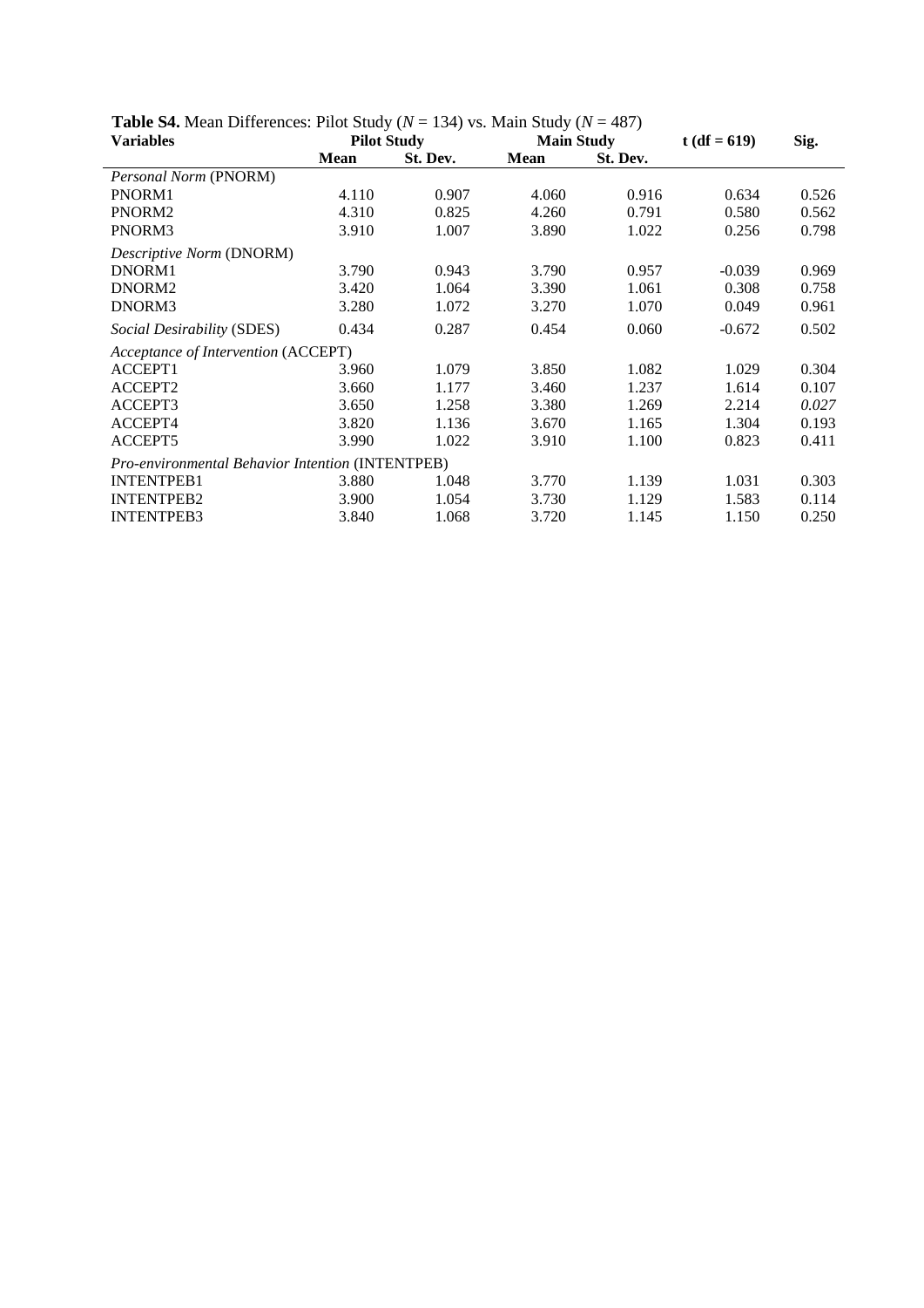**Table S4.** Mean Differences: Pilot Study ($N$ = 134) vs. Main Study ($N$ = 487)

| Variables | Pilot Study | | Main Study | | t (df = 619) | Sig. |
|---|---|---|---|---|---|---|
| | Mean | St. Dev. | Mean | St. Dev. | | |
| *Personal Norm* (PNORM) | | | | | | |
| PNORM1 | 4.110 | 0.907 | 4.060 | 0.916 | 0.634 | 0.526 |
| PNORM2 | 4.310 | 0.825 | 4.260 | 0.791 | 0.580 | 0.562 |
| PNORM3 | 3.910 | 1.007 | 3.890 | 1.022 | 0.256 | 0.798 |
| *Descriptive Norm* (DNORM) | | | | | | |
| DNORM1 | 3.790 | 0.943 | 3.790 | 0.957 | -0.039 | 0.969 |
| DNORM2 | 3.420 | 1.064 | 3.390 | 1.061 | 0.308 | 0.758 |
| DNORM3 | 3.280 | 1.072 | 3.270 | 1.070 | 0.049 | 0.961 |
| *Social Desirability* (SDES) | 0.434 | 0.287 | 0.454 | 0.060 | -0.672 | 0.502 |
| *Acceptance of Intervention* (ACCEPT) | | | | | | |
| ACCEPT1 | 3.960 | 1.079 | 3.850 | 1.082 | 1.029 | 0.304 |
| ACCEPT2 | 3.660 | 1.177 | 3.460 | 1.237 | 1.614 | 0.107 |
| ACCEPT3 | 3.650 | 1.258 | 3.380 | 1.269 | 2.214 | *0.027* |
| ACCEPT4 | 3.820 | 1.136 | 3.670 | 1.165 | 1.304 | 0.193 |
| ACCEPT5 | 3.990 | 1.022 | 3.910 | 1.100 | 0.823 | 0.411 |
| *Pro-environmental Behavior Intention* (INTENTPEB) | | | | | | |
| INTENTPEB1 | 3.880 | 1.048 | 3.770 | 1.139 | 1.031 | 0.303 |
| INTENTPEB2 | 3.900 | 1.054 | 3.730 | 1.129 | 1.583 | 0.114 |
| INTENTPEB3 | 3.840 | 1.068 | 3.720 | 1.145 | 1.150 | 0.250 |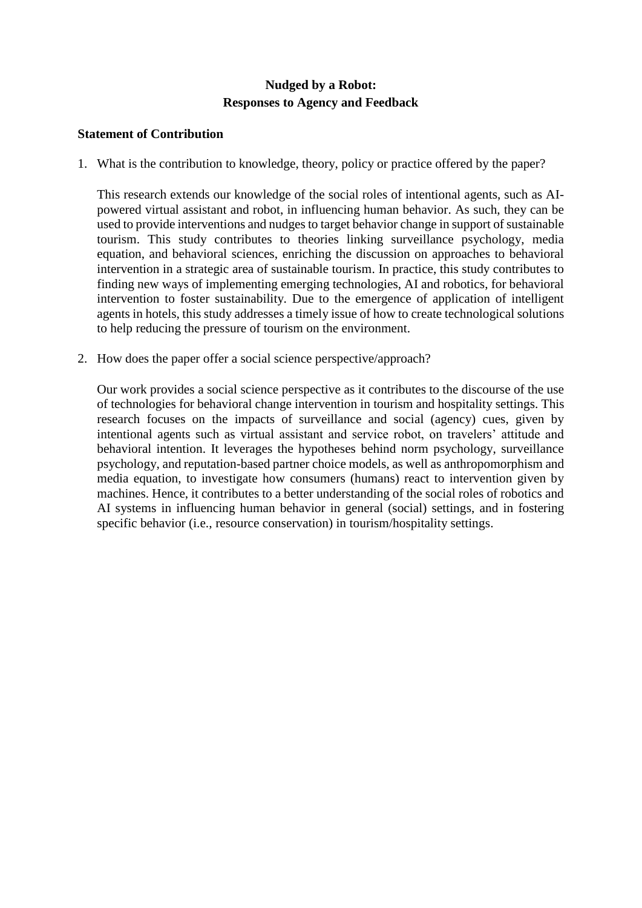**Nudged by a Robot:**
**Responses to Agency and Feedback**

**Statement of Contribution**

1. What is the contribution to knowledge, theory, policy or practice offered by the paper?

   This research extends our knowledge of the social roles of intentional agents, such as AI-powered virtual assistant and robot, in influencing human behavior. As such, they can be used to provide interventions and nudges to target behavior change in support of sustainable tourism. This study contributes to theories linking surveillance psychology, media equation, and behavioral sciences, enriching the discussion on approaches to behavioral intervention in a strategic area of sustainable tourism. In practice, this study contributes to finding new ways of implementing emerging technologies, AI and robotics, for behavioral intervention to foster sustainability. Due to the emergence of application of intelligent agents in hotels, this study addresses a timely issue of how to create technological solutions to help reducing the pressure of tourism on the environment.

2. How does the paper offer a social science perspective/approach?

   Our work provides a social science perspective as it contributes to the discourse of the use of technologies for behavioral change intervention in tourism and hospitality settings. This research focuses on the impacts of surveillance and social (agency) cues, given by intentional agents such as virtual assistant and service robot, on travelers' attitude and behavioral intention. It leverages the hypotheses behind norm psychology, surveillance psychology, and reputation-based partner choice models, as well as anthropomorphism and media equation, to investigate how consumers (humans) react to intervention given by machines. Hence, it contributes to a better understanding of the social roles of robotics and AI systems in influencing human behavior in general (social) settings, and in fostering specific behavior (i.e., resource conservation) in tourism/hospitality settings.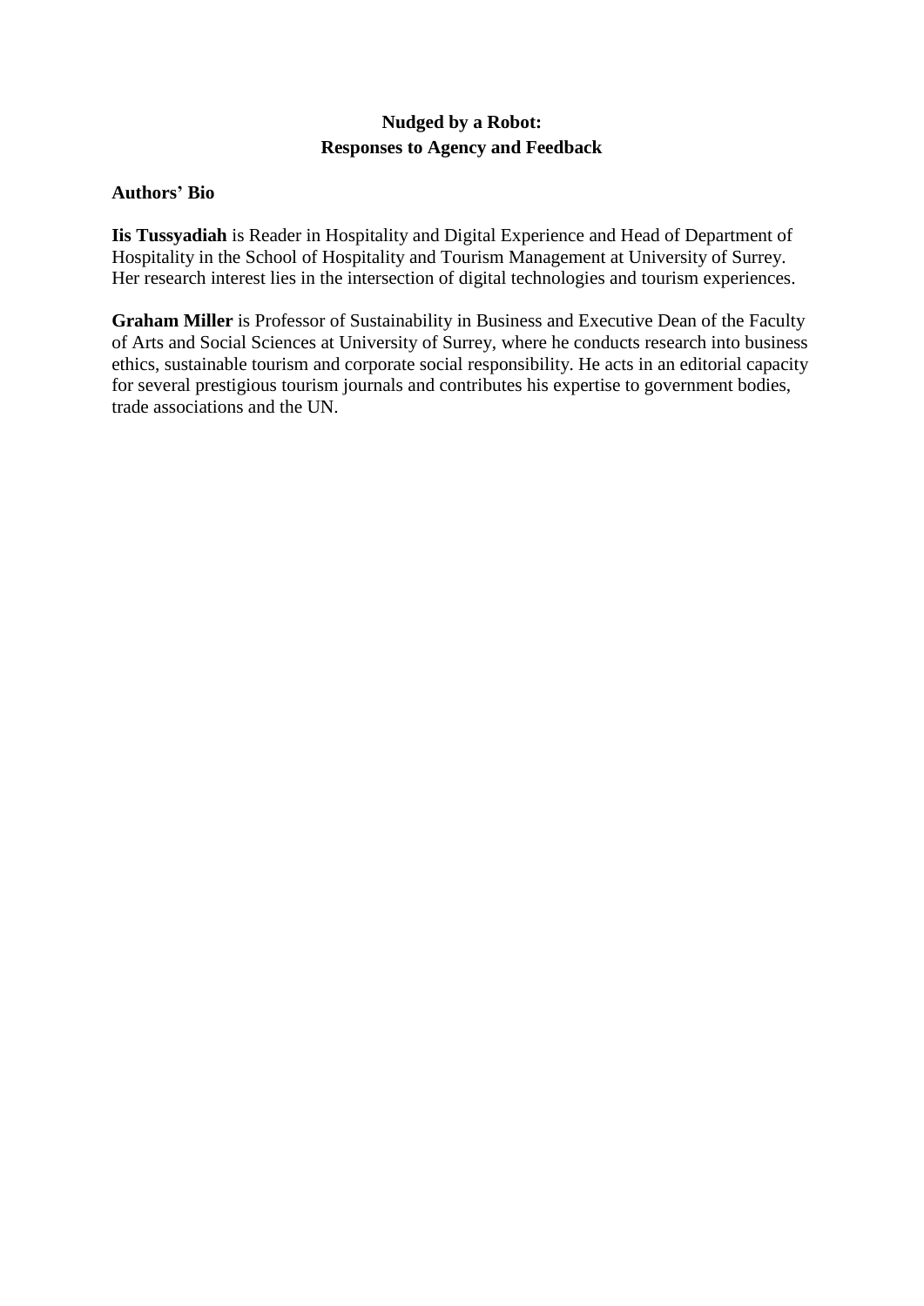**Nudged by a Robot:**
**Responses to Agency and Feedback**

**Authors' Bio**

**Iis Tussyadiah** is Reader in Hospitality and Digital Experience and Head of Department of Hospitality in the School of Hospitality and Tourism Management at University of Surrey. Her research interest lies in the intersection of digital technologies and tourism experiences.

**Graham Miller** is Professor of Sustainability in Business and Executive Dean of the Faculty of Arts and Social Sciences at University of Surrey, where he conducts research into business ethics, sustainable tourism and corporate social responsibility. He acts in an editorial capacity for several prestigious tourism journals and contributes his expertise to government bodies, trade associations and the UN.